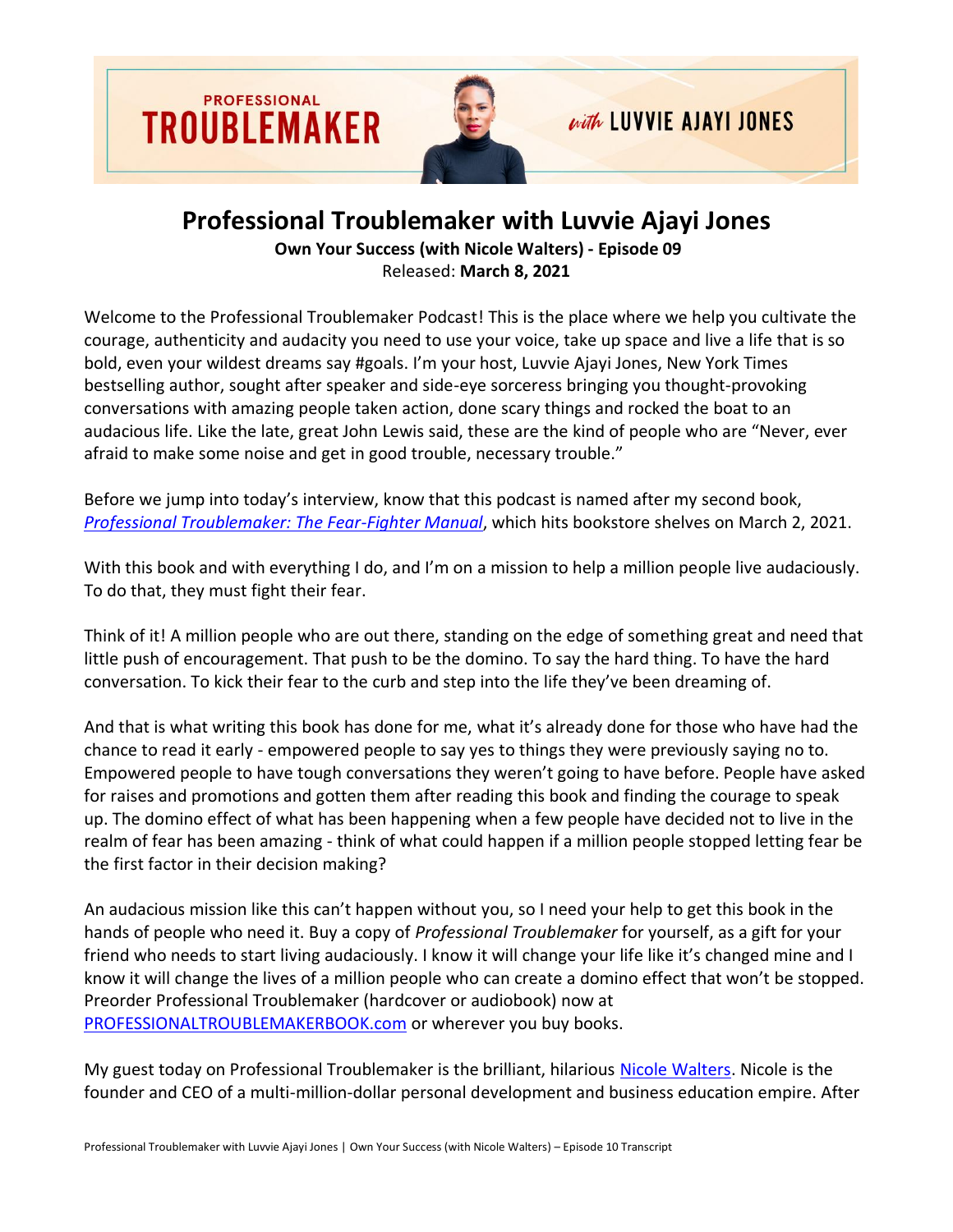# Professional Troublemaker with Luvvie Ajayi Jones

**Own Your Success (with Nicole Walters) - Episode 09**
Released: **March 8, 2021**

Welcome to the Professional Troublemaker Podcast! This is the place where we help you cultivate the courage, authenticity and audacity you need to use your voice, take up space and live a life that is so bold, even your wildest dreams say #goals. I'm your host, Luvvie Ajayi Jones, New York Times bestselling author, sought after speaker and side-eye sorceress bringing you thought-provoking conversations with amazing people taken action, done scary things and rocked the boat to an audacious life. Like the late, great John Lewis said, these are the kind of people who are "Never, ever afraid to make some noise and get in good trouble, necessary trouble."

Before we jump into today's interview, know that this podcast is named after my second book, *[Professional Troublemaker: The Fear-Fighter Manual](#)*, which hits bookstore shelves on March 2, 2021.

With this book and with everything I do, and I'm on a mission to help a million people live audaciously. To do that, they must fight their fear.

Think of it! A million people who are out there, standing on the edge of something great and need that little push of encouragement. That push to be the domino. To say the hard thing. To have the hard conversation. To kick their fear to the curb and step into the life they've been dreaming of.

And that is what writing this book has done for me, what it's already done for those who have had the chance to read it early - empowered people to say yes to things they were previously saying no to. Empowered people to have tough conversations they weren't going to have before. People have asked for raises and promotions and gotten them after reading this book and finding the courage to speak up. The domino effect of what has been happening when a few people have decided not to live in the realm of fear has been amazing - think of what could happen if a million people stopped letting fear be the first factor in their decision making?

An audacious mission like this can't happen without you, so I need your help to get this book in the hands of people who need it. Buy a copy of *Professional Troublemaker* for yourself, as a gift for your friend who needs to start living audaciously. I know it will change your life like it's changed mine and I know it will change the lives of a million people who can create a domino effect that won't be stopped. Preorder Professional Troublemaker (hardcover or audiobook) now at [PROFESSIONALTROUBLEMAKERBOOK.com](#) or wherever you buy books.

My guest today on Professional Troublemaker is the brilliant, hilarious [Nicole Walters](#). Nicole is the founder and CEO of a multi-million-dollar personal development and business education empire. After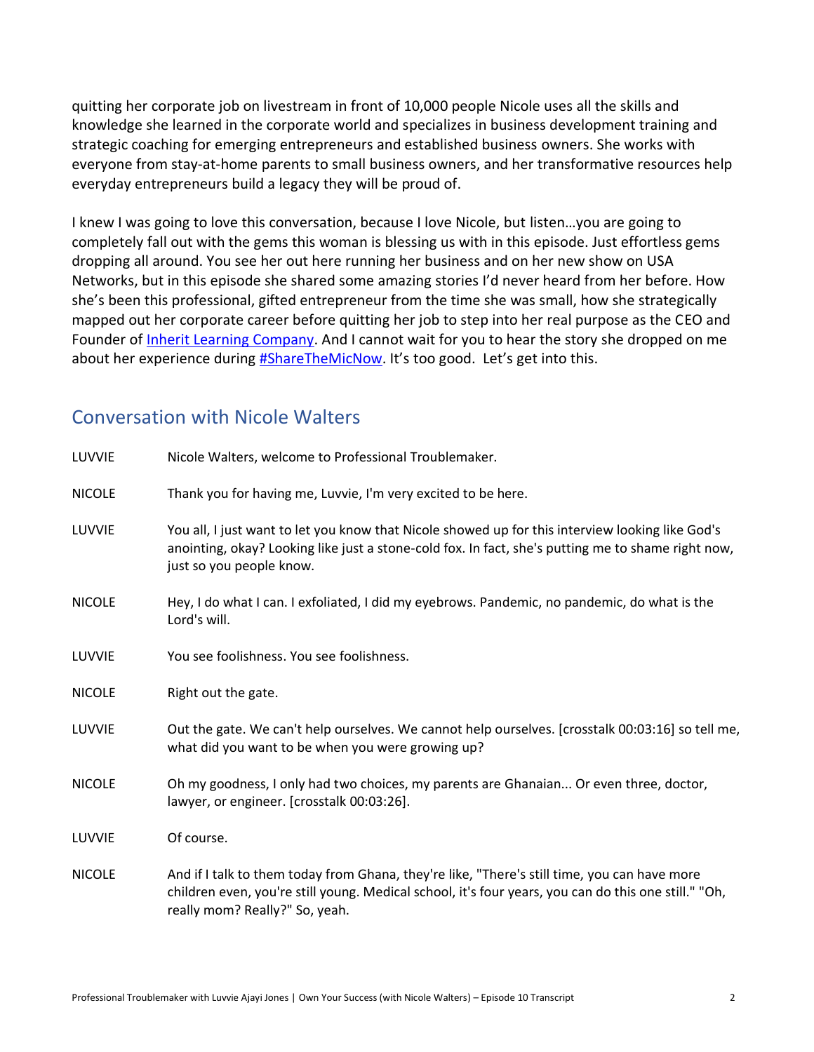quitting her corporate job on livestream in front of 10,000 people Nicole uses all the skills and knowledge she learned in the corporate world and specializes in business development training and strategic coaching for emerging entrepreneurs and established business owners. She works with everyone from stay-at-home parents to small business owners, and her transformative resources help everyday entrepreneurs build a legacy they will be proud of.

I knew I was going to love this conversation, because I love Nicole, but listen…you are going to completely fall out with the gems this woman is blessing us with in this episode. Just effortless gems dropping all around. You see her out here running her business and on her new show on USA Networks, but in this episode she shared some amazing stories I'd never heard from her before. How she's been this professional, gifted entrepreneur from the time she was small, how she strategically mapped out her corporate career before quitting her job to step into her real purpose as the CEO and Founder of Inherit Learning Company. And I cannot wait for you to hear the story she dropped on me about her experience during #ShareTheMicNow. It's too good. Let's get into this.

## Conversation with Nicole Walters

LUVVIE: Nicole Walters, welcome to Professional Troublemaker.

NICOLE: Thank you for having me, Luvvie, I'm very excited to be here.

LUVVIE: You all, I just want to let you know that Nicole showed up for this interview looking like God's anointing, okay? Looking like just a stone-cold fox. In fact, she's putting me to shame right now, just so you people know.

NICOLE: Hey, I do what I can. I exfoliated, I did my eyebrows. Pandemic, no pandemic, do what is the Lord's will.

LUVVIE: You see foolishness. You see foolishness.

NICOLE: Right out the gate.

LUVVIE: Out the gate. We can't help ourselves. We cannot help ourselves. [crosstalk 00:03:16] so tell me, what did you want to be when you were growing up?

NICOLE: Oh my goodness, I only had two choices, my parents are Ghanaian... Or even three, doctor, lawyer, or engineer. [crosstalk 00:03:26].

LUVVIE: Of course.

NICOLE: And if I talk to them today from Ghana, they're like, "There's still time, you can have more children even, you're still young. Medical school, it's four years, you can do this one still." "Oh, really mom? Really?" So, yeah.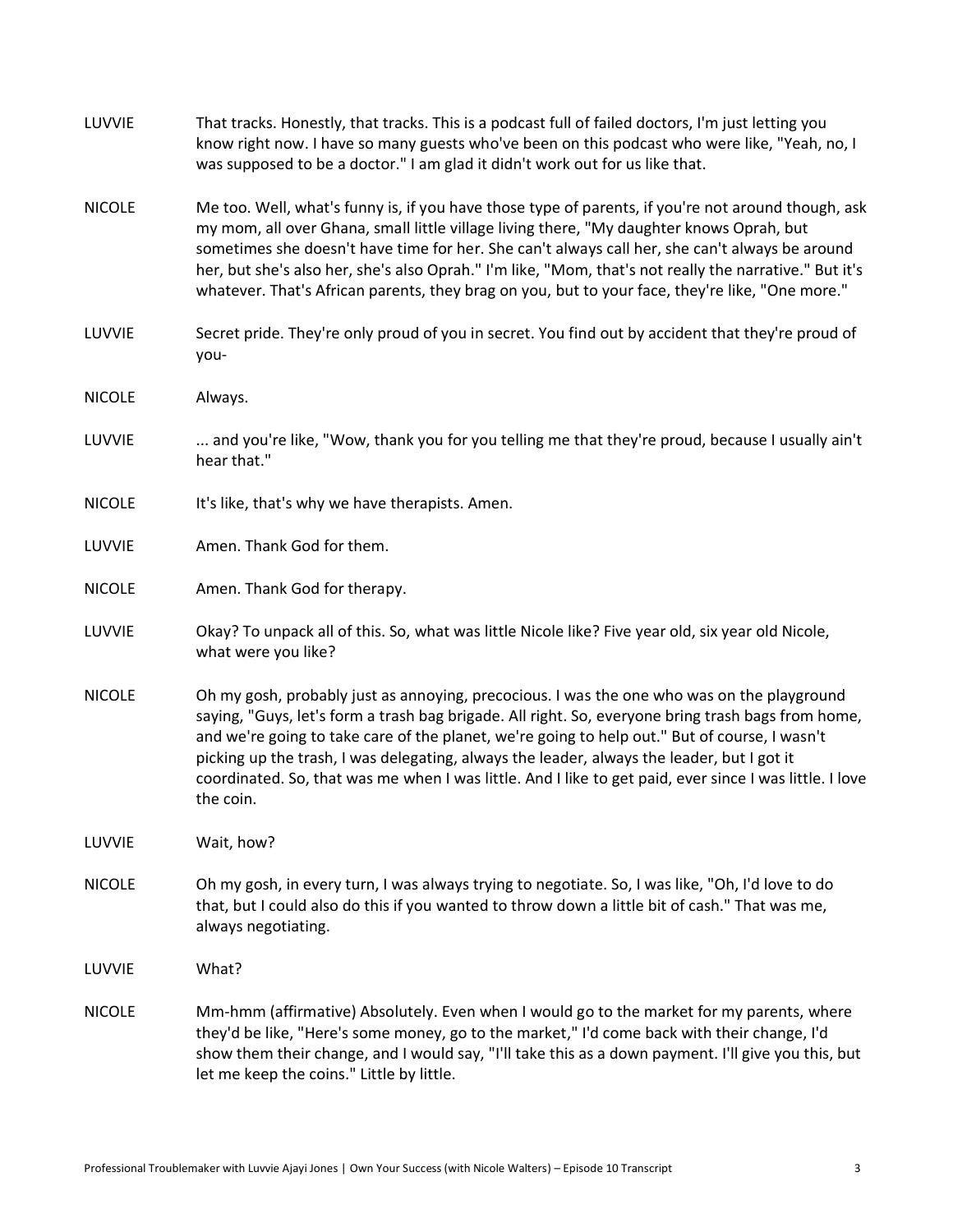LUVVIE That tracks. Honestly, that tracks. This is a podcast full of failed doctors, I'm just letting you know right now. I have so many guests who've been on this podcast who were like, "Yeah, no, I was supposed to be a doctor." I am glad it didn't work out for us like that.

NICOLE Me too. Well, what's funny is, if you have those type of parents, if you're not around though, ask my mom, all over Ghana, small little village living there, "My daughter knows Oprah, but sometimes she doesn't have time for her. She can't always call her, she can't always be around her, but she's also her, she's also Oprah." I'm like, "Mom, that's not really the narrative." But it's whatever. That's African parents, they brag on you, but to your face, they're like, "One more."

LUVVIE Secret pride. They're only proud of you in secret. You find out by accident that they're proud of you-

NICOLE Always.

LUVVIE ... and you're like, "Wow, thank you for you telling me that they're proud, because I usually ain't hear that."

NICOLE It's like, that's why we have therapists. Amen.

LUVVIE Amen. Thank God for them.

NICOLE Amen. Thank God for therapy.

LUVVIE Okay? To unpack all of this. So, what was little Nicole like? Five year old, six year old Nicole, what were you like?

NICOLE Oh my gosh, probably just as annoying, precocious. I was the one who was on the playground saying, "Guys, let's form a trash bag brigade. All right. So, everyone bring trash bags from home, and we're going to take care of the planet, we're going to help out." But of course, I wasn't picking up the trash, I was delegating, always the leader, always the leader, but I got it coordinated. So, that was me when I was little. And I like to get paid, ever since I was little. I love the coin.

LUVVIE Wait, how?

NICOLE Oh my gosh, in every turn, I was always trying to negotiate. So, I was like, "Oh, I'd love to do that, but I could also do this if you wanted to throw down a little bit of cash." That was me, always negotiating.

LUVVIE What?

NICOLE Mm-hmm (affirmative) Absolutely. Even when I would go to the market for my parents, where they'd be like, "Here's some money, go to the market," I'd come back with their change, I'd show them their change, and I would say, "I'll take this as a down payment. I'll give you this, but let me keep the coins." Little by little.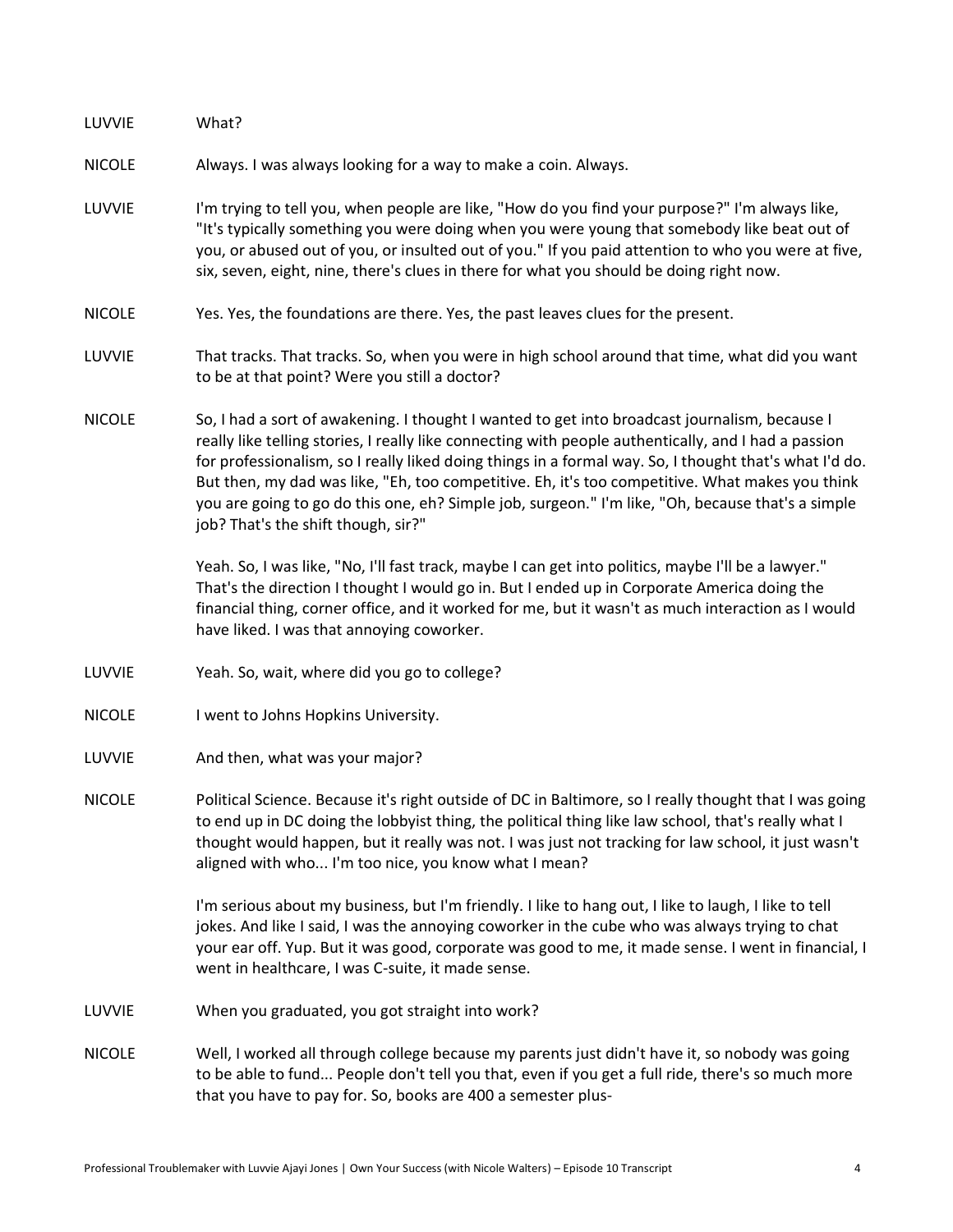LUVVIE What?

NICOLE Always. I was always looking for a way to make a coin. Always.

LUVVIE I'm trying to tell you, when people are like, "How do you find your purpose?" I'm always like, "It's typically something you were doing when you were young that somebody like beat out of you, or abused out of you, or insulted out of you." If you paid attention to who you were at five, six, seven, eight, nine, there's clues in there for what you should be doing right now.

NICOLE Yes. Yes, the foundations are there. Yes, the past leaves clues for the present.

LUVVIE That tracks. That tracks. So, when you were in high school around that time, what did you want to be at that point? Were you still a doctor?

NICOLE So, I had a sort of awakening. I thought I wanted to get into broadcast journalism, because I really like telling stories, I really like connecting with people authentically, and I had a passion for professionalism, so I really liked doing things in a formal way. So, I thought that's what I'd do. But then, my dad was like, "Eh, too competitive. Eh, it's too competitive. What makes you think you are going to go do this one, eh? Simple job, surgeon." I'm like, "Oh, because that's a simple job? That's the shift though, sir?"

Yeah. So, I was like, "No, I'll fast track, maybe I can get into politics, maybe I'll be a lawyer." That's the direction I thought I would go in. But I ended up in Corporate America doing the financial thing, corner office, and it worked for me, but it wasn't as much interaction as I would have liked. I was that annoying coworker.

LUVVIE Yeah. So, wait, where did you go to college?

NICOLE I went to Johns Hopkins University.

LUVVIE And then, what was your major?

NICOLE Political Science. Because it's right outside of DC in Baltimore, so I really thought that I was going to end up in DC doing the lobbyist thing, the political thing like law school, that's really what I thought would happen, but it really was not. I was just not tracking for law school, it just wasn't aligned with who... I'm too nice, you know what I mean?

I'm serious about my business, but I'm friendly. I like to hang out, I like to laugh, I like to tell jokes. And like I said, I was the annoying coworker in the cube who was always trying to chat your ear off. Yup. But it was good, corporate was good to me, it made sense. I went in financial, I went in healthcare, I was C-suite, it made sense.

LUVVIE When you graduated, you got straight into work?

NICOLE Well, I worked all through college because my parents just didn't have it, so nobody was going to be able to fund... People don't tell you that, even if you get a full ride, there's so much more that you have to pay for. So, books are 400 a semester plus-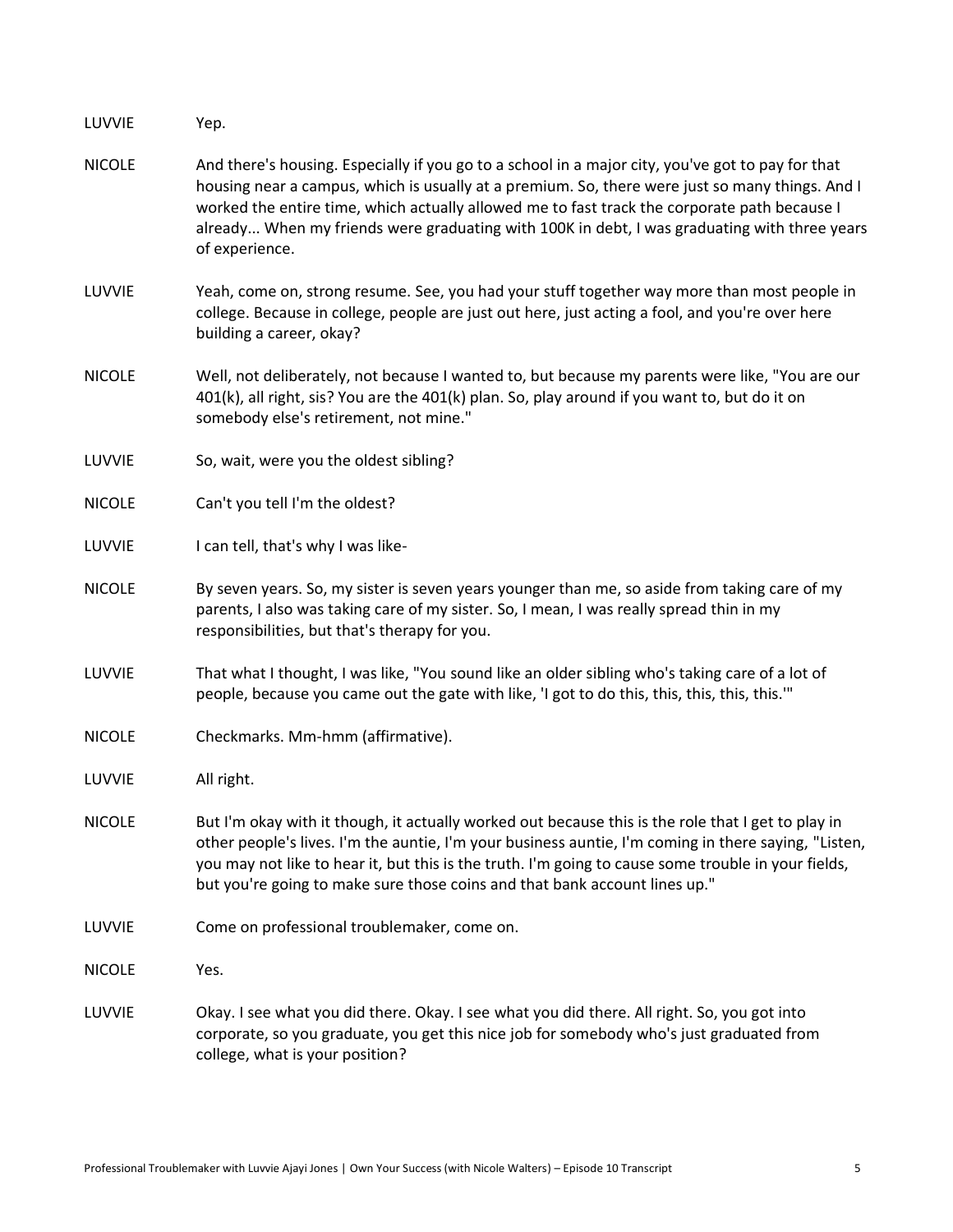LUVVIE Yep.

NICOLE And there's housing. Especially if you go to a school in a major city, you've got to pay for that housing near a campus, which is usually at a premium. So, there were just so many things. And I worked the entire time, which actually allowed me to fast track the corporate path because I already... When my friends were graduating with 100K in debt, I was graduating with three years of experience.

LUVVIE Yeah, come on, strong resume. See, you had your stuff together way more than most people in college. Because in college, people are just out here, just acting a fool, and you're over here building a career, okay?

NICOLE Well, not deliberately, not because I wanted to, but because my parents were like, "You are our 401(k), all right, sis? You are the 401(k) plan. So, play around if you want to, but do it on somebody else's retirement, not mine."

LUVVIE So, wait, were you the oldest sibling?

NICOLE Can't you tell I'm the oldest?

LUVVIE I can tell, that's why I was like-

NICOLE By seven years. So, my sister is seven years younger than me, so aside from taking care of my parents, I also was taking care of my sister. So, I mean, I was really spread thin in my responsibilities, but that's therapy for you.

LUVVIE That what I thought, I was like, "You sound like an older sibling who's taking care of a lot of people, because you came out the gate with like, 'I got to do this, this, this, this, this.'"

NICOLE Checkmarks. Mm-hmm (affirmative).

LUVVIE All right.

NICOLE But I'm okay with it though, it actually worked out because this is the role that I get to play in other people's lives. I'm the auntie, I'm your business auntie, I'm coming in there saying, "Listen, you may not like to hear it, but this is the truth. I'm going to cause some trouble in your fields, but you're going to make sure those coins and that bank account lines up."

LUVVIE Come on professional troublemaker, come on.

NICOLE Yes.

LUVVIE Okay. I see what you did there. Okay. I see what you did there. All right. So, you got into corporate, so you graduate, you get this nice job for somebody who's just graduated from college, what is your position?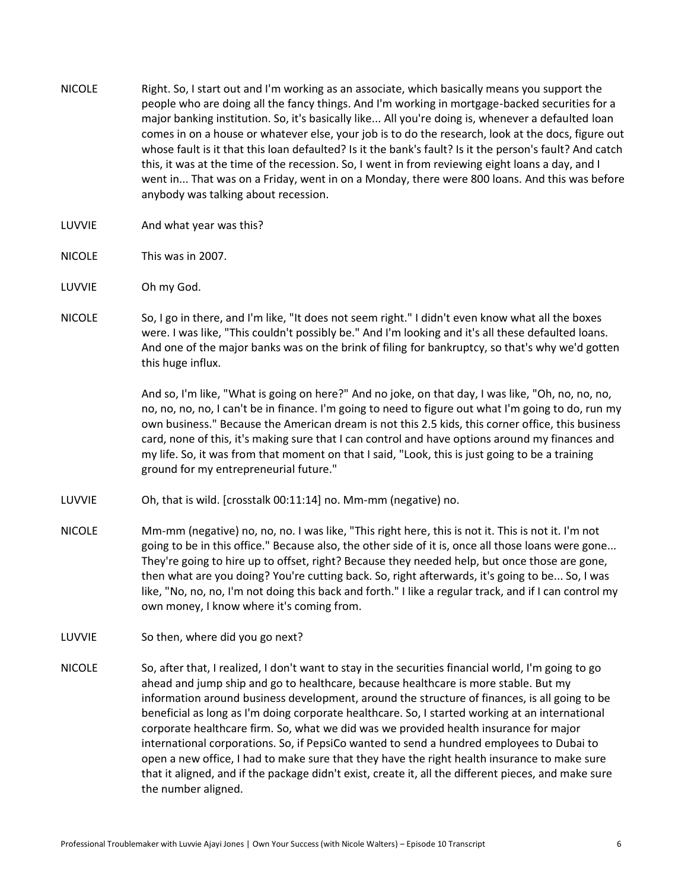**NICOLE** Right. So, I start out and I'm working as an associate, which basically means you support the people who are doing all the fancy things. And I'm working in mortgage-backed securities for a major banking institution. So, it's basically like... All you're doing is, whenever a defaulted loan comes in on a house or whatever else, your job is to do the research, look at the docs, figure out whose fault is it that this loan defaulted? Is it the bank's fault? Is it the person's fault? And catch this, it was at the time of the recession. So, I went in from reviewing eight loans a day, and I went in... That was on a Friday, went in on a Monday, there were 800 loans. And this was before anybody was talking about recession.

**LUVVIE** And what year was this?

**NICOLE** This was in 2007.

**LUVVIE** Oh my God.

**NICOLE** So, I go in there, and I'm like, "It does not seem right." I didn't even know what all the boxes were. I was like, "This couldn't possibly be." And I'm looking and it's all these defaulted loans. And one of the major banks was on the brink of filing for bankruptcy, so that's why we'd gotten this huge influx.

And so, I'm like, "What is going on here?" And no joke, on that day, I was like, "Oh, no, no, no, no, no, no, no, I can't be in finance. I'm going to need to figure out what I'm going to do, run my own business." Because the American dream is not this 2.5 kids, this corner office, this business card, none of this, it's making sure that I can control and have options around my finances and my life. So, it was from that moment on that I said, "Look, this is just going to be a training ground for my entrepreneurial future."

**LUVVIE** Oh, that is wild. [crosstalk 00:11:14] no. Mm-mm (negative) no.

**NICOLE** Mm-mm (negative) no, no, no. I was like, "This right here, this is not it. This is not it. I'm not going to be in this office." Because also, the other side of it is, once all those loans were gone... They're going to hire up to offset, right? Because they needed help, but once those are gone, then what are you doing? You're cutting back. So, right afterwards, it's going to be... So, I was like, "No, no, no, I'm not doing this back and forth." I like a regular track, and if I can control my own money, I know where it's coming from.

**LUVVIE** So then, where did you go next?

**NICOLE** So, after that, I realized, I don't want to stay in the securities financial world, I'm going to go ahead and jump ship and go to healthcare, because healthcare is more stable. But my information around business development, around the structure of finances, is all going to be beneficial as long as I'm doing corporate healthcare. So, I started working at an international corporate healthcare firm. So, what we did was we provided health insurance for major international corporations. So, if PepsiCo wanted to send a hundred employees to Dubai to open a new office, I had to make sure that they have the right health insurance to make sure that it aligned, and if the package didn't exist, create it, all the different pieces, and make sure the number aligned.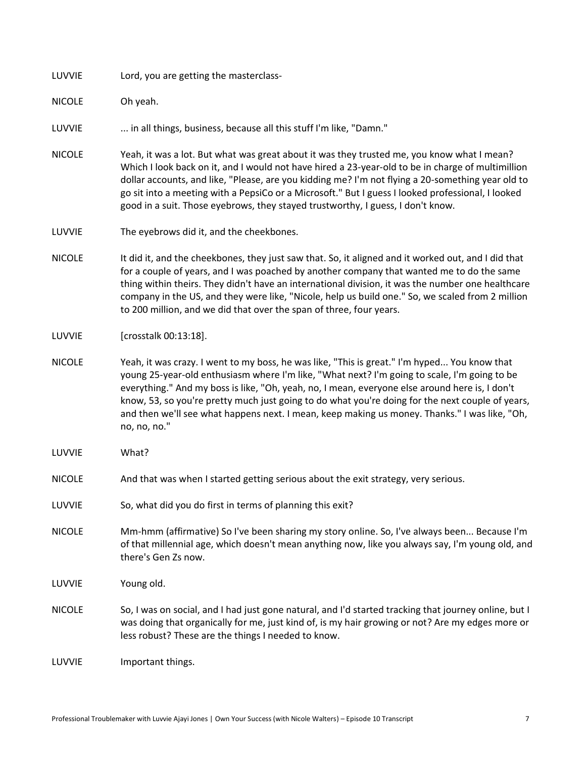LUVVIE Lord, you are getting the masterclass-

NICOLE Oh yeah.

LUVVIE ... in all things, business, because all this stuff I'm like, "Damn."

NICOLE Yeah, it was a lot. But what was great about it was they trusted me, you know what I mean? Which I look back on it, and I would not have hired a 23-year-old to be in charge of multimillion dollar accounts, and like, "Please, are you kidding me? I'm not flying a 20-something year old to go sit into a meeting with a PepsiCo or a Microsoft." But I guess I looked professional, I looked good in a suit. Those eyebrows, they stayed trustworthy, I guess, I don't know.

LUVVIE The eyebrows did it, and the cheekbones.

NICOLE It did it, and the cheekbones, they just saw that. So, it aligned and it worked out, and I did that for a couple of years, and I was poached by another company that wanted me to do the same thing within theirs. They didn't have an international division, it was the number one healthcare company in the US, and they were like, "Nicole, help us build one." So, we scaled from 2 million to 200 million, and we did that over the span of three, four years.

LUVVIE [crosstalk 00:13:18].

NICOLE Yeah, it was crazy. I went to my boss, he was like, "This is great." I'm hyped... You know that young 25-year-old enthusiasm where I'm like, "What next? I'm going to scale, I'm going to be everything." And my boss is like, "Oh, yeah, no, I mean, everyone else around here is, I don't know, 53, so you're pretty much just going to do what you're doing for the next couple of years, and then we'll see what happens next. I mean, keep making us money. Thanks." I was like, "Oh, no, no, no."

LUVVIE What?

NICOLE And that was when I started getting serious about the exit strategy, very serious.

LUVVIE So, what did you do first in terms of planning this exit?

NICOLE Mm-hmm (affirmative) So I've been sharing my story online. So, I've always been... Because I'm of that millennial age, which doesn't mean anything now, like you always say, I'm young old, and there's Gen Zs now.

LUVVIE Young old.

NICOLE So, I was on social, and I had just gone natural, and I'd started tracking that journey online, but I was doing that organically for me, just kind of, is my hair growing or not? Are my edges more or less robust? These are the things I needed to know.

LUVVIE Important things.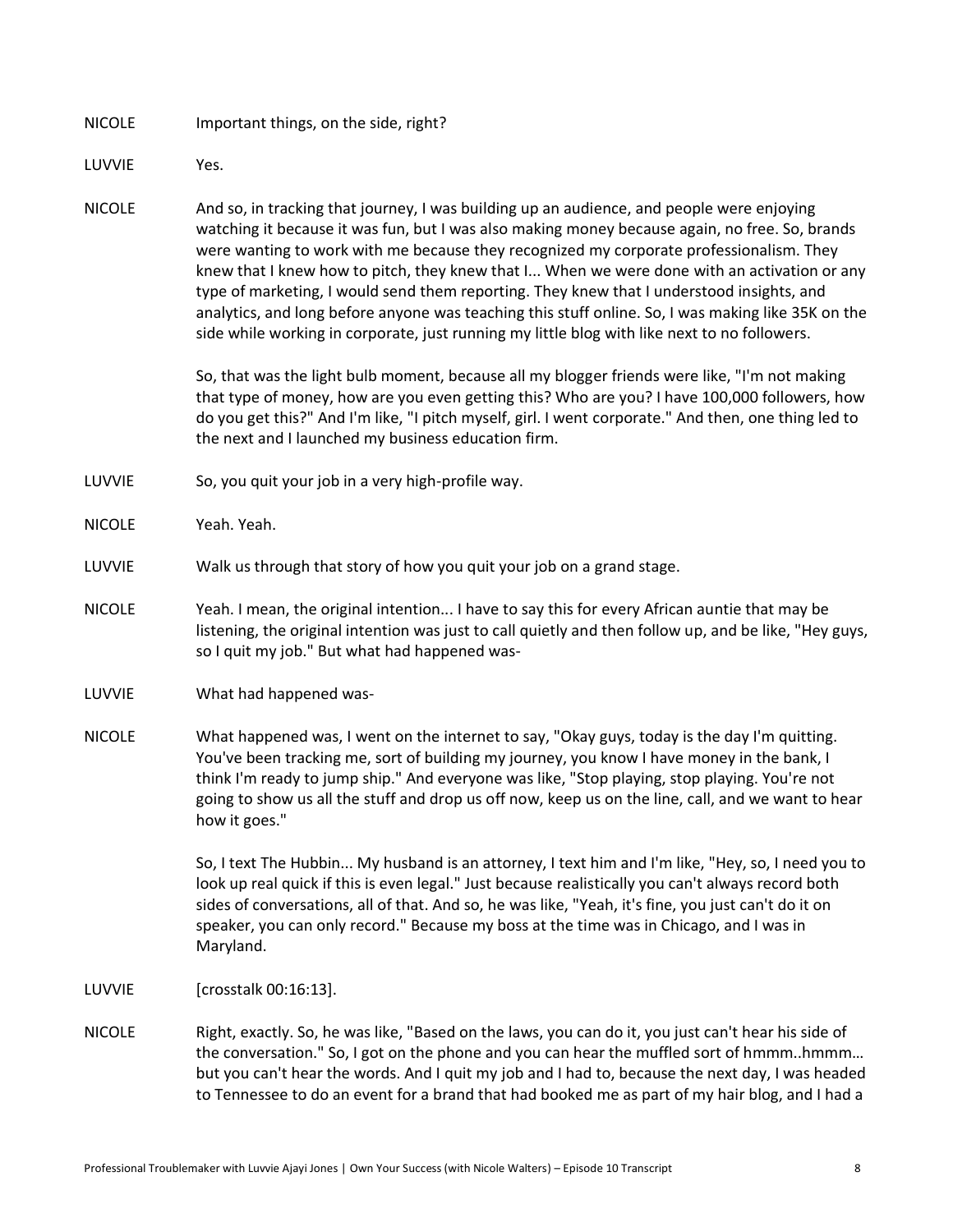NICOLE Important things, on the side, right?

LUVVIE Yes.

NICOLE And so, in tracking that journey, I was building up an audience, and people were enjoying watching it because it was fun, but I was also making money because again, no free. So, brands were wanting to work with me because they recognized my corporate professionalism. They knew that I knew how to pitch, they knew that I... When we were done with an activation or any type of marketing, I would send them reporting. They knew that I understood insights, and analytics, and long before anyone was teaching this stuff online. So, I was making like 35K on the side while working in corporate, just running my little blog with like next to no followers.

So, that was the light bulb moment, because all my blogger friends were like, "I'm not making that type of money, how are you even getting this? Who are you? I have 100,000 followers, how do you get this?" And I'm like, "I pitch myself, girl. I went corporate." And then, one thing led to the next and I launched my business education firm.

LUVVIE So, you quit your job in a very high-profile way.

NICOLE Yeah. Yeah.

LUVVIE Walk us through that story of how you quit your job on a grand stage.

NICOLE Yeah. I mean, the original intention... I have to say this for every African auntie that may be listening, the original intention was just to call quietly and then follow up, and be like, "Hey guys, so I quit my job." But what had happened was-

LUVVIE What had happened was-

NICOLE What happened was, I went on the internet to say, "Okay guys, today is the day I'm quitting. You've been tracking me, sort of building my journey, you know I have money in the bank, I think I'm ready to jump ship." And everyone was like, "Stop playing, stop playing. You're not going to show us all the stuff and drop us off now, keep us on the line, call, and we want to hear how it goes."

So, I text The Hubbin... My husband is an attorney, I text him and I'm like, "Hey, so, I need you to look up real quick if this is even legal." Just because realistically you can't always record both sides of conversations, all of that. And so, he was like, "Yeah, it's fine, you just can't do it on speaker, you can only record." Because my boss at the time was in Chicago, and I was in Maryland.

LUVVIE [crosstalk 00:16:13].

NICOLE Right, exactly. So, he was like, "Based on the laws, you can do it, you just can't hear his side of the conversation." So, I got on the phone and you can hear the muffled sort of hmmm..hmmm… but you can't hear the words. And I quit my job and I had to, because the next day, I was headed to Tennessee to do an event for a brand that had booked me as part of my hair blog, and I had a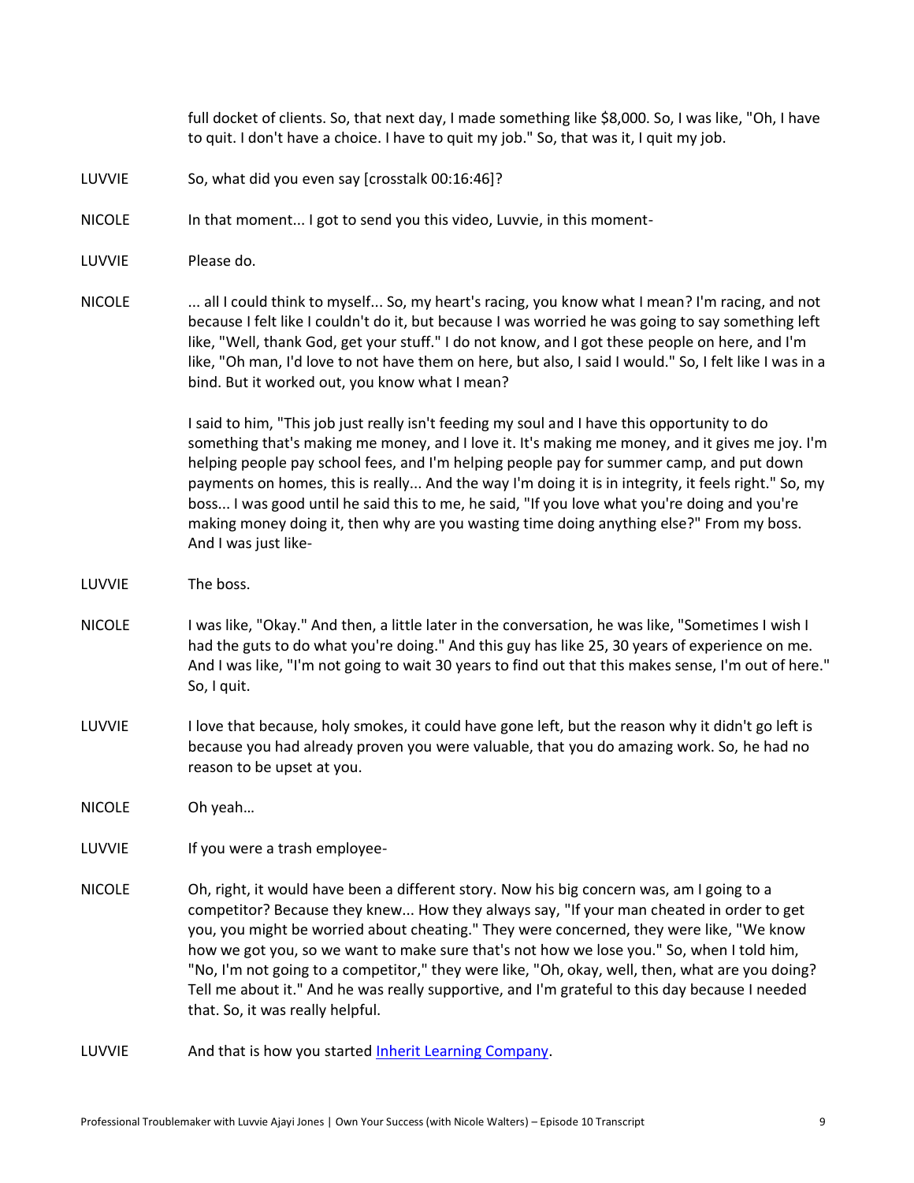full docket of clients. So, that next day, I made something like $8,000. So, I was like, "Oh, I have to quit. I don't have a choice. I have to quit my job." So, that was it, I quit my job.

LUVVIE: So, what did you even say [crosstalk 00:16:46]?

NICOLE: In that moment... I got to send you this video, Luvvie, in this moment-

LUVVIE: Please do.

NICOLE: ... all I could think to myself... So, my heart's racing, you know what I mean? I'm racing, and not because I felt like I couldn't do it, but because I was worried he was going to say something left like, "Well, thank God, get your stuff." I do not know, and I got these people on here, and I'm like, "Oh man, I'd love to not have them on here, but also, I said I would." So, I felt like I was in a bind. But it worked out, you know what I mean?

I said to him, "This job just really isn't feeding my soul and I have this opportunity to do something that's making me money, and I love it. It's making me money, and it gives me joy. I'm helping people pay school fees, and I'm helping people pay for summer camp, and put down payments on homes, this is really... And the way I'm doing it is in integrity, it feels right." So, my boss... I was good until he said this to me, he said, "If you love what you're doing and you're making money doing it, then why are you wasting time doing anything else?" From my boss. And I was just like-

LUVVIE: The boss.

NICOLE: I was like, "Okay." And then, a little later in the conversation, he was like, "Sometimes I wish I had the guts to do what you're doing." And this guy has like 25, 30 years of experience on me. And I was like, "I'm not going to wait 30 years to find out that this makes sense, I'm out of here." So, I quit.

LUVVIE: I love that because, holy smokes, it could have gone left, but the reason why it didn't go left is because you had already proven you were valuable, that you do amazing work. So, he had no reason to be upset at you.

NICOLE: Oh yeah…

LUVVIE: If you were a trash employee-

NICOLE: Oh, right, it would have been a different story. Now his big concern was, am I going to a competitor? Because they knew... How they always say, "If your man cheated in order to get you, you might be worried about cheating." They were concerned, they were like, "We know how we got you, so we want to make sure that's not how we lose you." So, when I told him, "No, I'm not going to a competitor," they were like, "Oh, okay, well, then, what are you doing? Tell me about it." And he was really supportive, and I'm grateful to this day because I needed that. So, it was really helpful.

LUVVIE: And that is how you started Inherit Learning Company.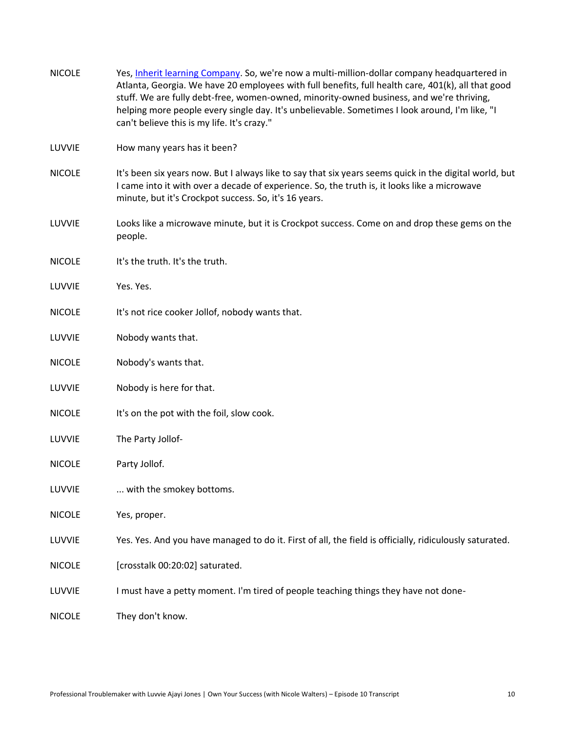**NICOLE** Yes, [Inherit learning Company](). So, we're now a multi-million-dollar company headquartered in Atlanta, Georgia. We have 20 employees with full benefits, full health care, 401(k), all that good stuff. We are fully debt-free, women-owned, minority-owned business, and we're thriving, helping more people every single day. It's unbelievable. Sometimes I look around, I'm like, "I can't believe this is my life. It's crazy."

**LUVVIE** How many years has it been?

**NICOLE** It's been six years now. But I always like to say that six years seems quick in the digital world, but I came into it with over a decade of experience. So, the truth is, it looks like a microwave minute, but it's Crockpot success. So, it's 16 years.

**LUVVIE** Looks like a microwave minute, but it is Crockpot success. Come on and drop these gems on the people.

**NICOLE** It's the truth. It's the truth.

**LUVVIE** Yes. Yes.

**NICOLE** It's not rice cooker Jollof, nobody wants that.

**LUVVIE** Nobody wants that.

**NICOLE** Nobody's wants that.

**LUVVIE** Nobody is here for that.

**NICOLE** It's on the pot with the foil, slow cook.

**LUVVIE** The Party Jollof-

**NICOLE** Party Jollof.

**LUVVIE** ... with the smokey bottoms.

**NICOLE** Yes, proper.

**LUVVIE** Yes. Yes. And you have managed to do it. First of all, the field is officially, ridiculously saturated.

**NICOLE** [crosstalk 00:20:02] saturated.

**LUVVIE** I must have a petty moment. I'm tired of people teaching things they have not done-

**NICOLE** They don't know.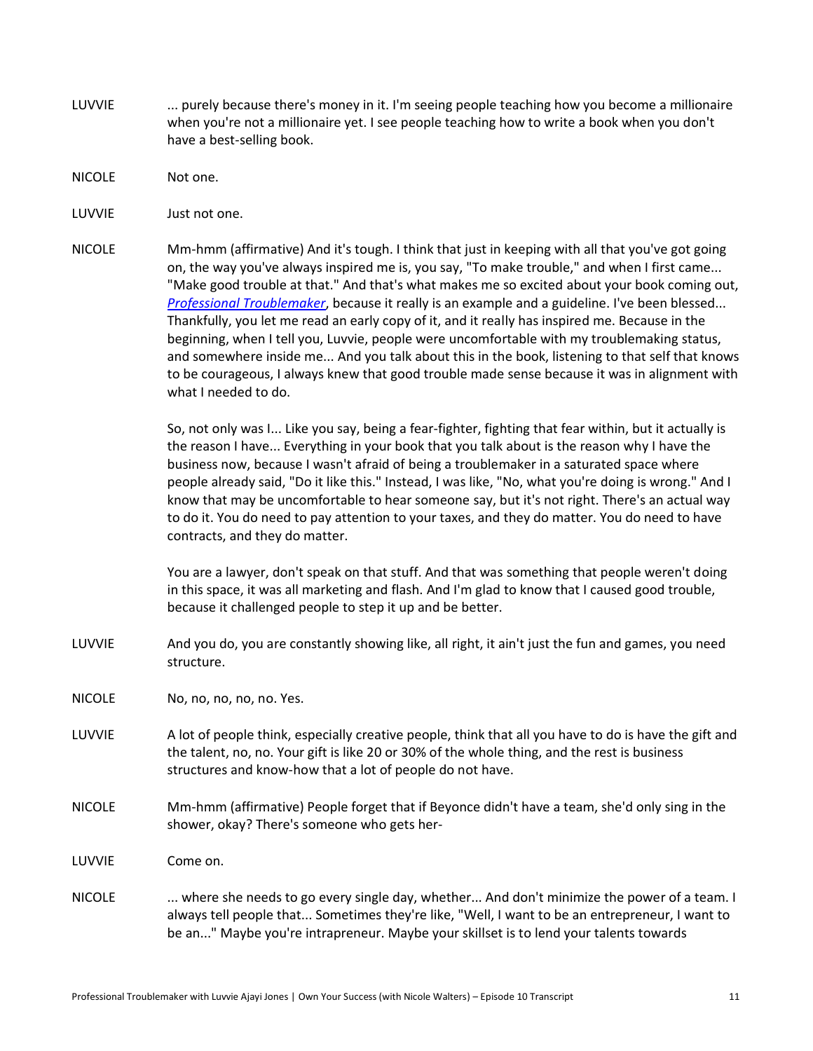**LUVVIE** ... purely because there's money in it. I'm seeing people teaching how you become a millionaire when you're not a millionaire yet. I see people teaching how to write a book when you don't have a best-selling book.

**NICOLE** Not one.

**LUVVIE** Just not one.

**NICOLE** Mm-hmm (affirmative) And it's tough. I think that just in keeping with all that you've got going on, the way you've always inspired me is, you say, "To make trouble," and when I first came... "Make good trouble at that." And that's what makes me so excited about your book coming out, *Professional Troublemaker*, because it really is an example and a guideline. I've been blessed... Thankfully, you let me read an early copy of it, and it really has inspired me. Because in the beginning, when I tell you, Luvvie, people were uncomfortable with my troublemaking status, and somewhere inside me... And you talk about this in the book, listening to that self that knows to be courageous, I always knew that good trouble made sense because it was in alignment with what I needed to do.

So, not only was I... Like you say, being a fear-fighter, fighting that fear within, but it actually is the reason I have... Everything in your book that you talk about is the reason why I have the business now, because I wasn't afraid of being a troublemaker in a saturated space where people already said, "Do it like this." Instead, I was like, "No, what you're doing is wrong." And I know that may be uncomfortable to hear someone say, but it's not right. There's an actual way to do it. You do need to pay attention to your taxes, and they do matter. You do need to have contracts, and they do matter.

You are a lawyer, don't speak on that stuff. And that was something that people weren't doing in this space, it was all marketing and flash. And I'm glad to know that I caused good trouble, because it challenged people to step it up and be better.

**LUVVIE** And you do, you are constantly showing like, all right, it ain't just the fun and games, you need structure.

**NICOLE** No, no, no, no, no. Yes.

**LUVVIE** A lot of people think, especially creative people, think that all you have to do is have the gift and the talent, no, no. Your gift is like 20 or 30% of the whole thing, and the rest is business structures and know-how that a lot of people do not have.

**NICOLE** Mm-hmm (affirmative) People forget that if Beyonce didn't have a team, she'd only sing in the shower, okay? There's someone who gets her-

**LUVVIE** Come on.

**NICOLE** ... where she needs to go every single day, whether... And don't minimize the power of a team. I always tell people that... Sometimes they're like, "Well, I want to be an entrepreneur, I want to be an..." Maybe you're intrapreneur. Maybe your skillset is to lend your talents towards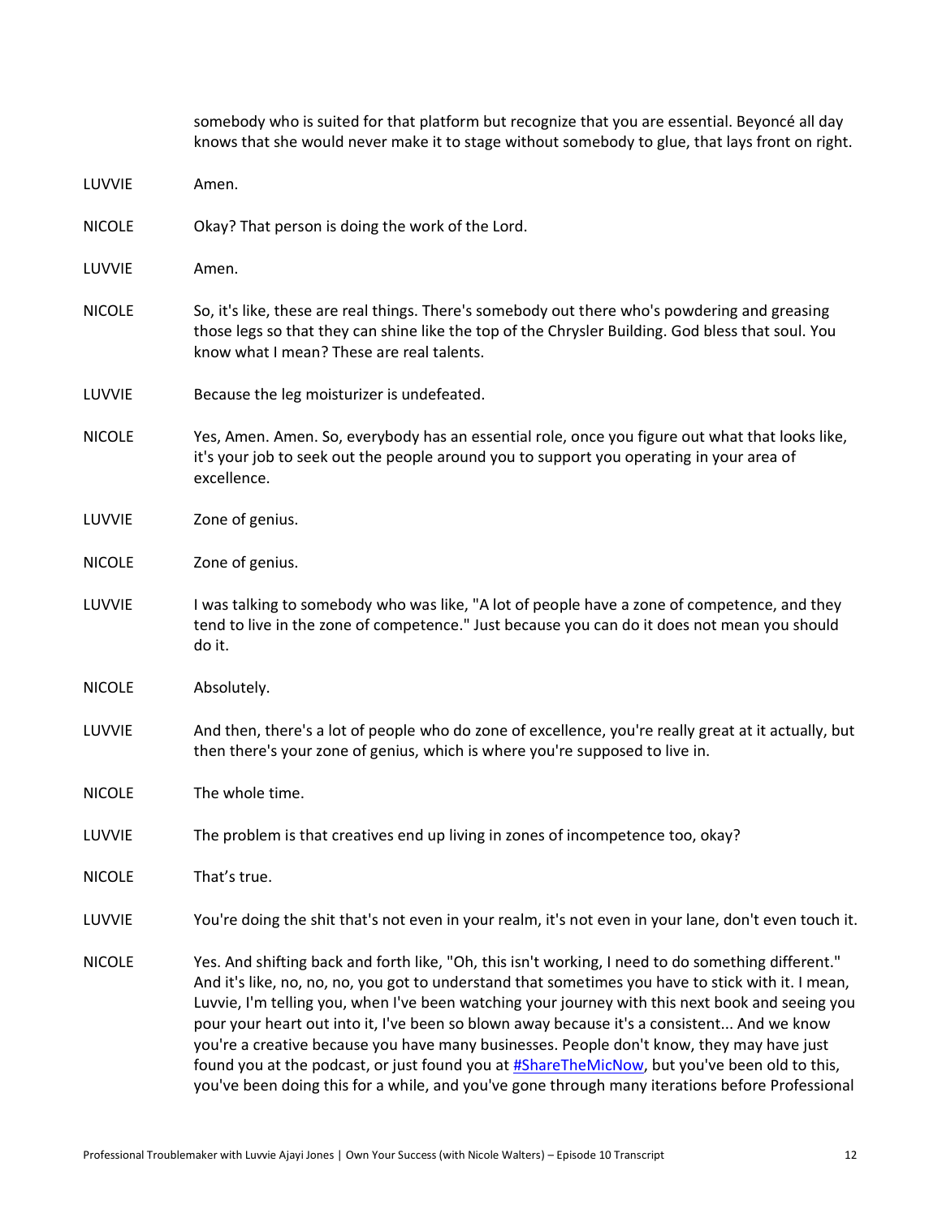somebody who is suited for that platform but recognize that you are essential. Beyoncé all day knows that she would never make it to stage without somebody to glue, that lays front on right.

LUVVIE Amen.

NICOLE Okay? That person is doing the work of the Lord.

LUVVIE Amen.

NICOLE So, it's like, these are real things. There's somebody out there who's powdering and greasing those legs so that they can shine like the top of the Chrysler Building. God bless that soul. You know what I mean? These are real talents.

LUVVIE Because the leg moisturizer is undefeated.

NICOLE Yes, Amen. Amen. So, everybody has an essential role, once you figure out what that looks like, it's your job to seek out the people around you to support you operating in your area of excellence.

LUVVIE Zone of genius.

NICOLE Zone of genius.

LUVVIE I was talking to somebody who was like, "A lot of people have a zone of competence, and they tend to live in the zone of competence." Just because you can do it does not mean you should do it.

NICOLE Absolutely.

LUVVIE And then, there's a lot of people who do zone of excellence, you're really great at it actually, but then there's your zone of genius, which is where you're supposed to live in.

NICOLE The whole time.

LUVVIE The problem is that creatives end up living in zones of incompetence too, okay?

NICOLE That's true.

LUVVIE You're doing the shit that's not even in your realm, it's not even in your lane, don't even touch it.

NICOLE Yes. And shifting back and forth like, "Oh, this isn't working, I need to do something different." And it's like, no, no, no, you got to understand that sometimes you have to stick with it. I mean, Luvvie, I'm telling you, when I've been watching your journey with this next book and seeing you pour your heart out into it, I've been so blown away because it's a consistent... And we know you're a creative because you have many businesses. People don't know, they may have just found you at the podcast, or just found you at #ShareTheMicNow, but you've been old to this, you've been doing this for a while, and you've gone through many iterations before Professional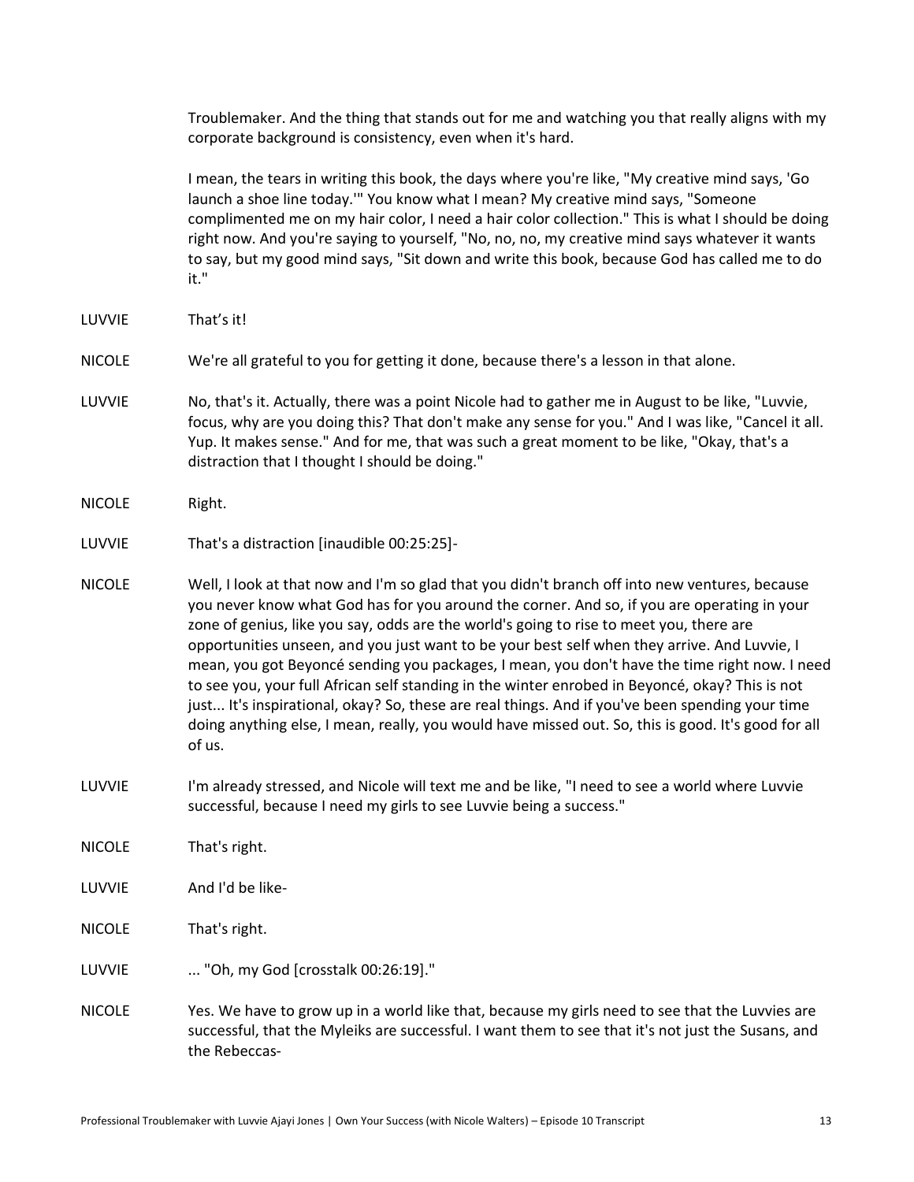Troublemaker. And the thing that stands out for me and watching you that really aligns with my corporate background is consistency, even when it's hard.

I mean, the tears in writing this book, the days where you're like, "My creative mind says, 'Go launch a shoe line today.'" You know what I mean? My creative mind says, "Someone complimented me on my hair color, I need a hair color collection." This is what I should be doing right now. And you're saying to yourself, "No, no, no, my creative mind says whatever it wants to say, but my good mind says, "Sit down and write this book, because God has called me to do it."

LUVVIE That's it!

NICOLE We're all grateful to you for getting it done, because there's a lesson in that alone.

LUVVIE No, that's it. Actually, there was a point Nicole had to gather me in August to be like, "Luvvie, focus, why are you doing this? That don't make any sense for you." And I was like, "Cancel it all. Yup. It makes sense." And for me, that was such a great moment to be like, "Okay, that's a distraction that I thought I should be doing."

NICOLE Right.

LUVVIE That's a distraction [inaudible 00:25:25]-

NICOLE Well, I look at that now and I'm so glad that you didn't branch off into new ventures, because you never know what God has for you around the corner. And so, if you are operating in your zone of genius, like you say, odds are the world's going to rise to meet you, there are opportunities unseen, and you just want to be your best self when they arrive. And Luvvie, I mean, you got Beyoncé sending you packages, I mean, you don't have the time right now. I need to see you, your full African self standing in the winter enrobed in Beyoncé, okay? This is not just... It's inspirational, okay? So, these are real things. And if you've been spending your time doing anything else, I mean, really, you would have missed out. So, this is good. It's good for all of us.

LUVVIE I'm already stressed, and Nicole will text me and be like, "I need to see a world where Luvvie successful, because I need my girls to see Luvvie being a success."

NICOLE That's right.

LUVVIE And I'd be like-

NICOLE That's right.

LUVVIE ... "Oh, my God [crosstalk 00:26:19]."

NICOLE Yes. We have to grow up in a world like that, because my girls need to see that the Luvvies are successful, that the Myleiks are successful. I want them to see that it's not just the Susans, and the Rebeccas-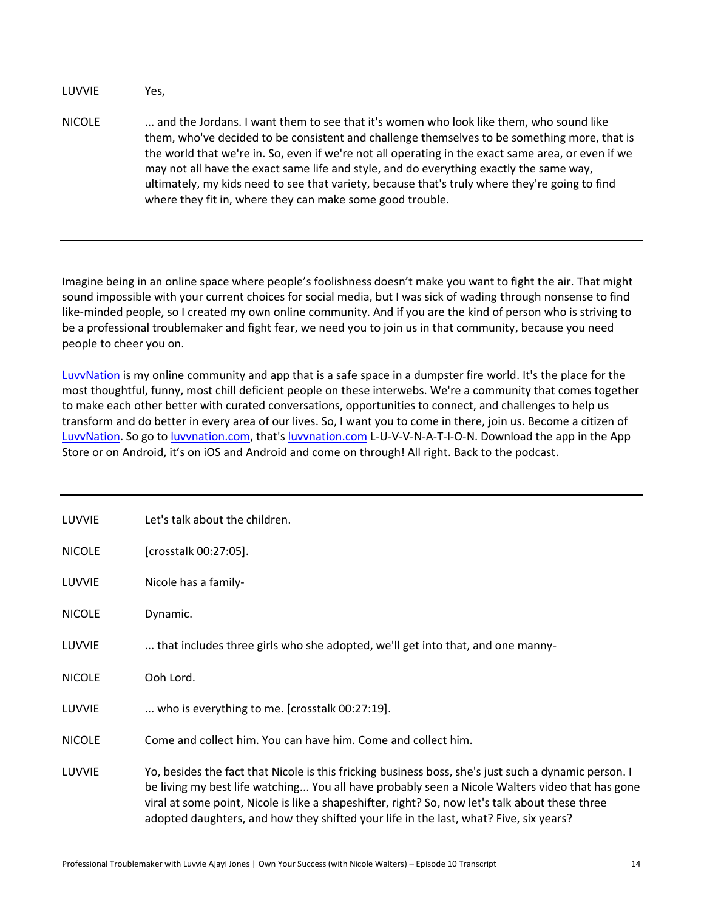LUVVIE Yes,

NICOLE ... and the Jordans. I want them to see that it's women who look like them, who sound like them, who've decided to be consistent and challenge themselves to be something more, that is the world that we're in. So, even if we're not all operating in the exact same area, or even if we may not all have the exact same life and style, and do everything exactly the same way, ultimately, my kids need to see that variety, because that's truly where they're going to find where they fit in, where they can make some good trouble.

---

Imagine being in an online space where people's foolishness doesn't make you want to fight the air. That might sound impossible with your current choices for social media, but I was sick of wading through nonsense to find like-minded people, so I created my own online community. And if you are the kind of person who is striving to be a professional troublemaker and fight fear, we need you to join us in that community, because you need people to cheer you on.

[LuvvNation](https://luvvnation.com) is my online community and app that is a safe space in a dumpster fire world. It's the place for the most thoughtful, funny, most chill deficient people on these interwebs. We're a community that comes together to make each other better with curated conversations, opportunities to connect, and challenges to help us transform and do better in every area of our lives. So, I want you to come in there, join us. Become a citizen of [LuvvNation](https://luvvnation.com). So go to [luvvnation.com](https://luvvnation.com), that's [luvvnation.com](https://luvvnation.com) L-U-V-V-N-A-T-I-O-N. Download the app in the App Store or on Android, it's on iOS and Android and come on through! All right. Back to the podcast.

---

LUVVIE Let's talk about the children.

NICOLE [crosstalk 00:27:05].

LUVVIE Nicole has a family-

NICOLE Dynamic.

LUVVIE ... that includes three girls who she adopted, we'll get into that, and one manny-

NICOLE Ooh Lord.

LUVVIE ... who is everything to me. [crosstalk 00:27:19].

NICOLE Come and collect him. You can have him. Come and collect him.

LUVVIE Yo, besides the fact that Nicole is this fricking business boss, she's just such a dynamic person. I be living my best life watching... You all have probably seen a Nicole Walters video that has gone viral at some point, Nicole is like a shapeshifter, right? So, now let's talk about these three adopted daughters, and how they shifted your life in the last, what? Five, six years?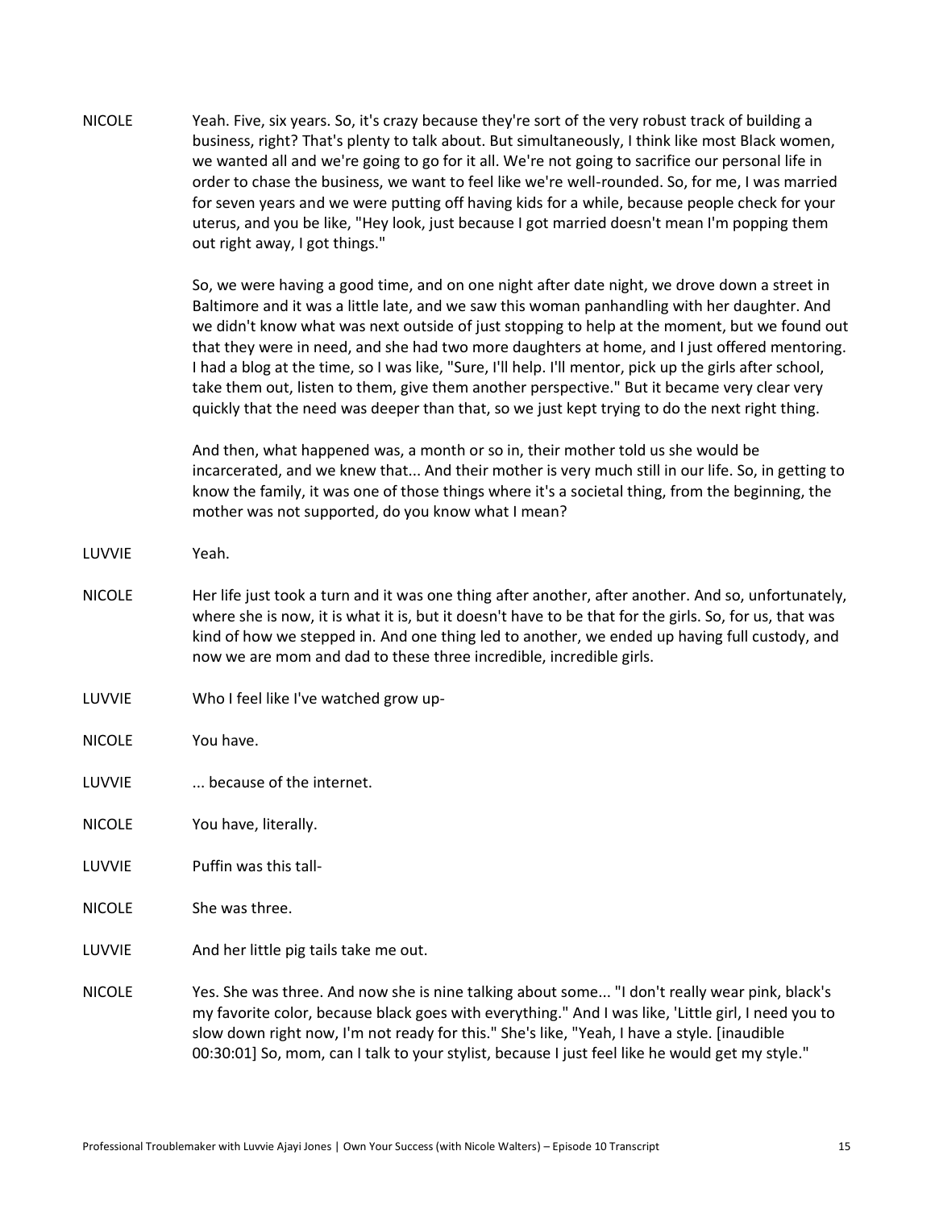NICOLE Yeah. Five, six years. So, it's crazy because they're sort of the very robust track of building a business, right? That's plenty to talk about. But simultaneously, I think like most Black women, we wanted all and we're going to go for it all. We're not going to sacrifice our personal life in order to chase the business, we want to feel like we're well-rounded. So, for me, I was married for seven years and we were putting off having kids for a while, because people check for your uterus, and you be like, "Hey look, just because I got married doesn't mean I'm popping them out right away, I got things."

So, we were having a good time, and on one night after date night, we drove down a street in Baltimore and it was a little late, and we saw this woman panhandling with her daughter. And we didn't know what was next outside of just stopping to help at the moment, but we found out that they were in need, and she had two more daughters at home, and I just offered mentoring. I had a blog at the time, so I was like, "Sure, I'll help. I'll mentor, pick up the girls after school, take them out, listen to them, give them another perspective." But it became very clear very quickly that the need was deeper than that, so we just kept trying to do the next right thing.

And then, what happened was, a month or so in, their mother told us she would be incarcerated, and we knew that... And their mother is very much still in our life. So, in getting to know the family, it was one of those things where it's a societal thing, from the beginning, the mother was not supported, do you know what I mean?

LUVVIE Yeah.

NICOLE Her life just took a turn and it was one thing after another, after another. And so, unfortunately, where she is now, it is what it is, but it doesn't have to be that for the girls. So, for us, that was kind of how we stepped in. And one thing led to another, we ended up having full custody, and now we are mom and dad to these three incredible, incredible girls.

LUVVIE Who I feel like I've watched grow up-

NICOLE You have.

LUVVIE ... because of the internet.

NICOLE You have, literally.

LUVVIE Puffin was this tall-

NICOLE She was three.

LUVVIE And her little pig tails take me out.

NICOLE Yes. She was three. And now she is nine talking about some... "I don't really wear pink, black's my favorite color, because black goes with everything." And I was like, 'Little girl, I need you to slow down right now, I'm not ready for this." She's like, "Yeah, I have a style. [inaudible 00:30:01] So, mom, can I talk to your stylist, because I just feel like he would get my style."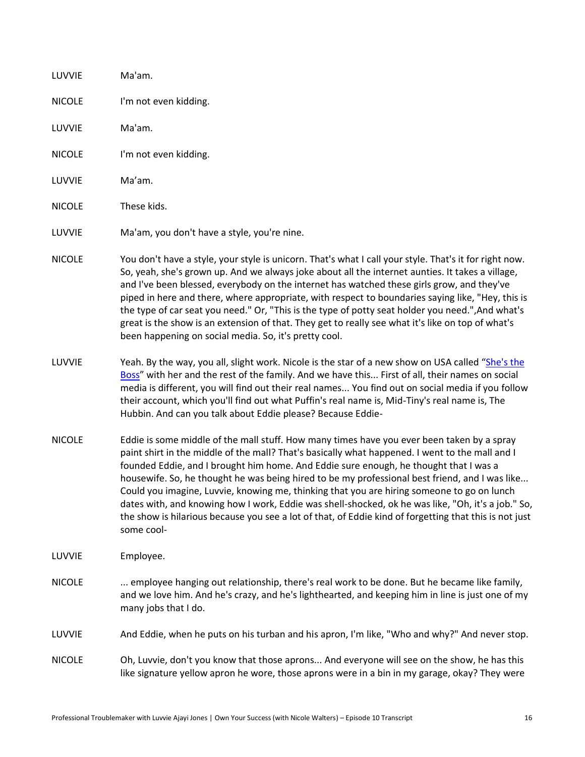LUVVIE Ma'am.

NICOLE I'm not even kidding.

LUVVIE Ma'am.

NICOLE I'm not even kidding.

LUVVIE Ma'am.

NICOLE These kids.

LUVVIE Ma'am, you don't have a style, you're nine.

NICOLE You don't have a style, your style is unicorn. That's what I call your style. That's it for right now. So, yeah, she's grown up. And we always joke about all the internet aunties. It takes a village, and I've been blessed, everybody on the internet has watched these girls grow, and they've piped in here and there, where appropriate, with respect to boundaries saying like, "Hey, this is the type of car seat you need." Or, "This is the type of potty seat holder you need.",And what's great is the show is an extension of that. They get to really see what it's like on top of what's been happening on social media. So, it's pretty cool.

LUVVIE Yeah. By the way, you all, slight work. Nicole is the star of a new show on USA called "She's the Boss" with her and the rest of the family. And we have this... First of all, their names on social media is different, you will find out their real names... You find out on social media if you follow their account, which you'll find out what Puffin's real name is, Mid-Tiny's real name is, The Hubbin. And can you talk about Eddie please? Because Eddie-

NICOLE Eddie is some middle of the mall stuff. How many times have you ever been taken by a spray paint shirt in the middle of the mall? That's basically what happened. I went to the mall and I founded Eddie, and I brought him home. And Eddie sure enough, he thought that I was a housewife. So, he thought he was being hired to be my professional best friend, and I was like... Could you imagine, Luvvie, knowing me, thinking that you are hiring someone to go on lunch dates with, and knowing how I work, Eddie was shell-shocked, ok he was like, "Oh, it's a job." So, the show is hilarious because you see a lot of that, of Eddie kind of forgetting that this is not just some cool-

LUVVIE Employee.

NICOLE ... employee hanging out relationship, there's real work to be done. But he became like family, and we love him. And he's crazy, and he's lighthearted, and keeping him in line is just one of my many jobs that I do.

LUVVIE And Eddie, when he puts on his turban and his apron, I'm like, "Who and why?" And never stop.

NICOLE Oh, Luvvie, don't you know that those aprons... And everyone will see on the show, he has this like signature yellow apron he wore, those aprons were in a bin in my garage, okay? They were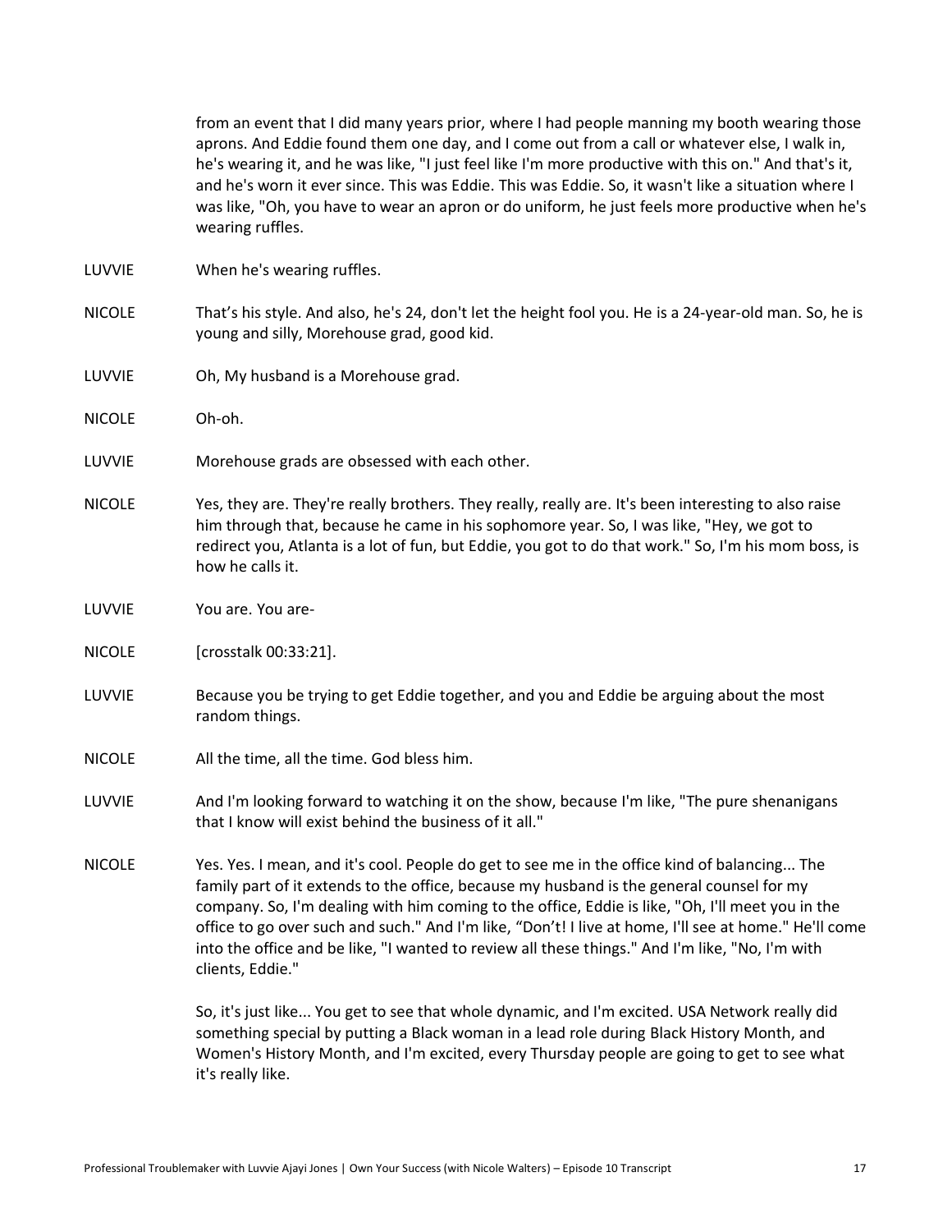from an event that I did many years prior, where I had people manning my booth wearing those aprons. And Eddie found them one day, and I come out from a call or whatever else, I walk in, he's wearing it, and he was like, "I just feel like I'm more productive with this on." And that's it, and he's worn it ever since. This was Eddie. This was Eddie. So, it wasn't like a situation where I was like, "Oh, you have to wear an apron or do uniform, he just feels more productive when he's wearing ruffles.

LUVVIE When he's wearing ruffles.

NICOLE That's his style. And also, he's 24, don't let the height fool you. He is a 24-year-old man. So, he is young and silly, Morehouse grad, good kid.

LUVVIE Oh, My husband is a Morehouse grad.

NICOLE Oh-oh.

LUVVIE Morehouse grads are obsessed with each other.

NICOLE Yes, they are. They're really brothers. They really, really are. It's been interesting to also raise him through that, because he came in his sophomore year. So, I was like, "Hey, we got to redirect you, Atlanta is a lot of fun, but Eddie, you got to do that work." So, I'm his mom boss, is how he calls it.

LUVVIE You are. You are-

NICOLE [crosstalk 00:33:21].

LUVVIE Because you be trying to get Eddie together, and you and Eddie be arguing about the most random things.

NICOLE All the time, all the time. God bless him.

LUVVIE And I'm looking forward to watching it on the show, because I'm like, "The pure shenanigans that I know will exist behind the business of it all."

NICOLE Yes. Yes. I mean, and it's cool. People do get to see me in the office kind of balancing... The family part of it extends to the office, because my husband is the general counsel for my company. So, I'm dealing with him coming to the office, Eddie is like, "Oh, I'll meet you in the office to go over such and such." And I'm like, "Don't! I live at home, I'll see at home." He'll come into the office and be like, "I wanted to review all these things." And I'm like, "No, I'm with clients, Eddie."

So, it's just like... You get to see that whole dynamic, and I'm excited. USA Network really did something special by putting a Black woman in a lead role during Black History Month, and Women's History Month, and I'm excited, every Thursday people are going to get to see what it's really like.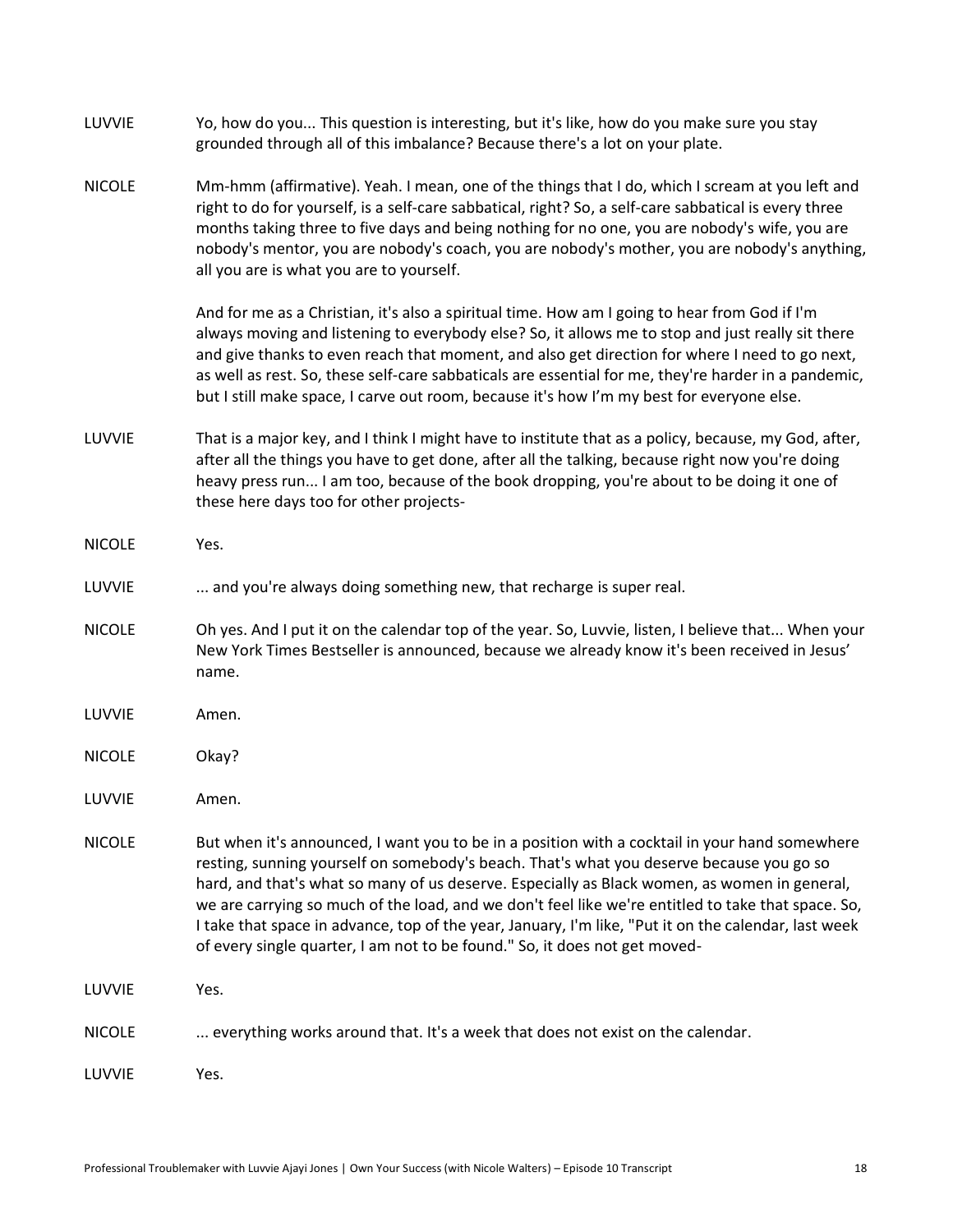**LUVVIE** Yo, how do you... This question is interesting, but it's like, how do you make sure you stay grounded through all of this imbalance? Because there's a lot on your plate.

**NICOLE** Mm-hmm (affirmative). Yeah. I mean, one of the things that I do, which I scream at you left and right to do for yourself, is a self-care sabbatical, right? So, a self-care sabbatical is every three months taking three to five days and being nothing for no one, you are nobody's wife, you are nobody's mentor, you are nobody's coach, you are nobody's mother, you are nobody's anything, all you are is what you are to yourself.

And for me as a Christian, it's also a spiritual time. How am I going to hear from God if I'm always moving and listening to everybody else? So, it allows me to stop and just really sit there and give thanks to even reach that moment, and also get direction for where I need to go next, as well as rest. So, these self-care sabbaticals are essential for me, they're harder in a pandemic, but I still make space, I carve out room, because it's how I'm my best for everyone else.

**LUVVIE** That is a major key, and I think I might have to institute that as a policy, because, my God, after, after all the things you have to get done, after all the talking, because right now you're doing heavy press run... I am too, because of the book dropping, you're about to be doing it one of these here days too for other projects-

**NICOLE** Yes.

**LUVVIE** ... and you're always doing something new, that recharge is super real.

**NICOLE** Oh yes. And I put it on the calendar top of the year. So, Luvvie, listen, I believe that... When your New York Times Bestseller is announced, because we already know it's been received in Jesus' name.

**LUVVIE** Amen.

**NICOLE** Okay?

**LUVVIE** Amen.

**NICOLE** But when it's announced, I want you to be in a position with a cocktail in your hand somewhere resting, sunning yourself on somebody's beach. That's what you deserve because you go so hard, and that's what so many of us deserve. Especially as Black women, as women in general, we are carrying so much of the load, and we don't feel like we're entitled to take that space. So, I take that space in advance, top of the year, January, I'm like, "Put it on the calendar, last week of every single quarter, I am not to be found." So, it does not get moved-

**LUVVIE** Yes.

**NICOLE** ... everything works around that. It's a week that does not exist on the calendar.

**LUVVIE** Yes.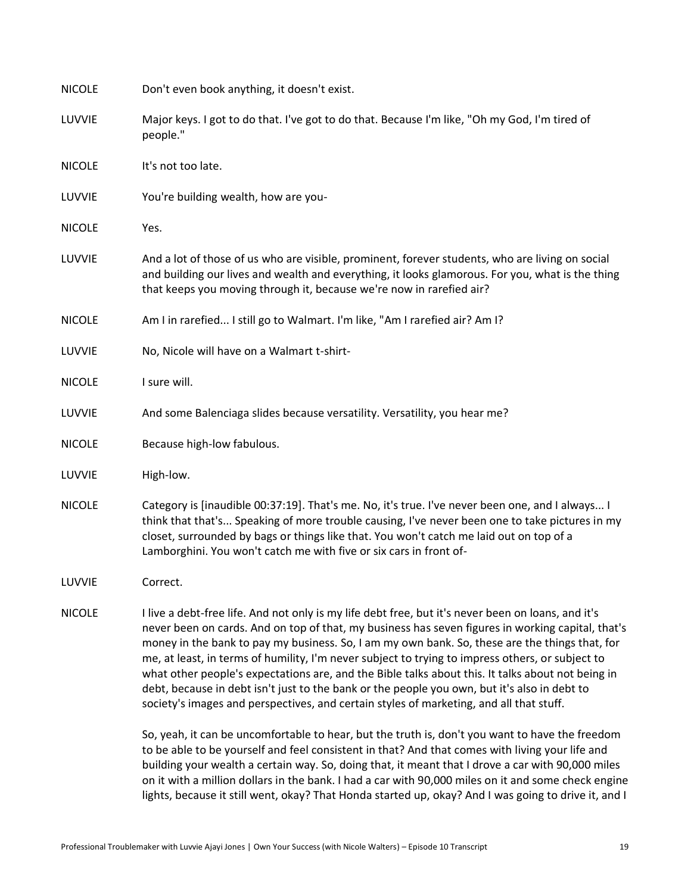**NICOLE** Don't even book anything, it doesn't exist.

**LUVVIE** Major keys. I got to do that. I've got to do that. Because I'm like, "Oh my God, I'm tired of people."

**NICOLE** It's not too late.

**LUVVIE** You're building wealth, how are you-

**NICOLE** Yes.

**LUVVIE** And a lot of those of us who are visible, prominent, forever students, who are living on social and building our lives and wealth and everything, it looks glamorous. For you, what is the thing that keeps you moving through it, because we're now in rarefied air?

**NICOLE** Am I in rarefied... I still go to Walmart. I'm like, "Am I rarefied air? Am I?

**LUVVIE** No, Nicole will have on a Walmart t-shirt-

**NICOLE** I sure will.

**LUVVIE** And some Balenciaga slides because versatility. Versatility, you hear me?

**NICOLE** Because high-low fabulous.

**LUVVIE** High-low.

**NICOLE** Category is [inaudible 00:37:19]. That's me. No, it's true. I've never been one, and I always... I think that that's... Speaking of more trouble causing, I've never been one to take pictures in my closet, surrounded by bags or things like that. You won't catch me laid out on top of a Lamborghini. You won't catch me with five or six cars in front of-

**LUVVIE** Correct.

**NICOLE** I live a debt-free life. And not only is my life debt free, but it's never been on loans, and it's never been on cards. And on top of that, my business has seven figures in working capital, that's money in the bank to pay my business. So, I am my own bank. So, these are the things that, for me, at least, in terms of humility, I'm never subject to trying to impress others, or subject to what other people's expectations are, and the Bible talks about this. It talks about not being in debt, because in debt isn't just to the bank or the people you own, but it's also in debt to society's images and perspectives, and certain styles of marketing, and all that stuff.

So, yeah, it can be uncomfortable to hear, but the truth is, don't you want to have the freedom to be able to be yourself and feel consistent in that? And that comes with living your life and building your wealth a certain way. So, doing that, it meant that I drove a car with 90,000 miles on it with a million dollars in the bank. I had a car with 90,000 miles on it and some check engine lights, because it still went, okay? That Honda started up, okay? And I was going to drive it, and I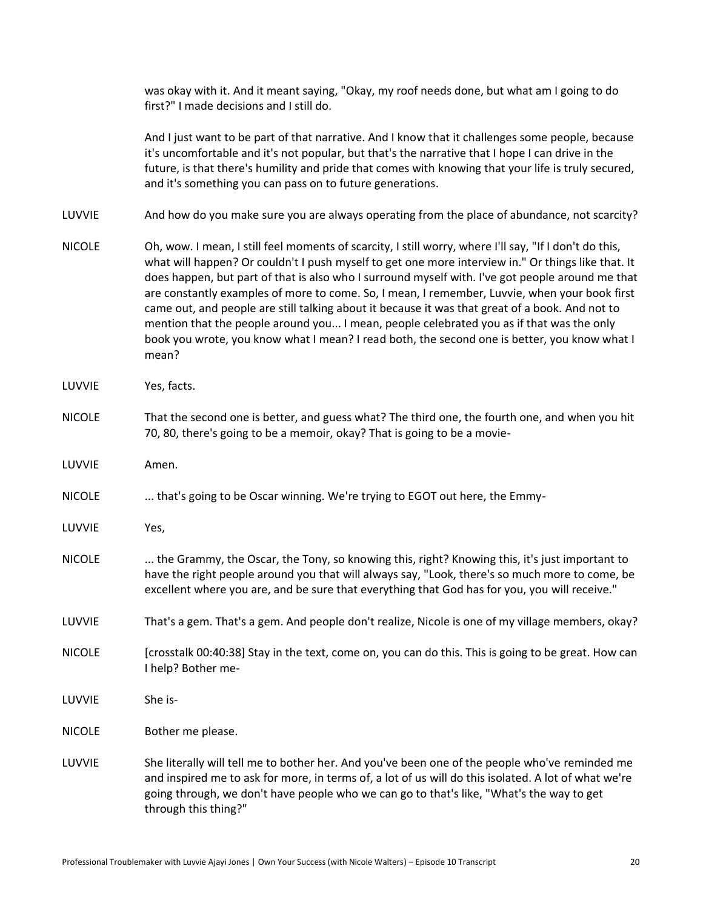was okay with it. And it meant saying, "Okay, my roof needs done, but what am I going to do first?" I made decisions and I still do.

And I just want to be part of that narrative. And I know that it challenges some people, because it's uncomfortable and it's not popular, but that's the narrative that I hope I can drive in the future, is that there's humility and pride that comes with knowing that your life is truly secured, and it's something you can pass on to future generations.

LUVVIE And how do you make sure you are always operating from the place of abundance, not scarcity?

NICOLE Oh, wow. I mean, I still feel moments of scarcity, I still worry, where I'll say, "If I don't do this, what will happen? Or couldn't I push myself to get one more interview in." Or things like that. It does happen, but part of that is also who I surround myself with. I've got people around me that are constantly examples of more to come. So, I mean, I remember, Luvvie, when your book first came out, and people are still talking about it because it was that great of a book. And not to mention that the people around you... I mean, people celebrated you as if that was the only book you wrote, you know what I mean? I read both, the second one is better, you know what I mean?

LUVVIE Yes, facts.

NICOLE That the second one is better, and guess what? The third one, the fourth one, and when you hit 70, 80, there's going to be a memoir, okay? That is going to be a movie-

LUVVIE Amen.

NICOLE ... that's going to be Oscar winning. We're trying to EGOT out here, the Emmy-

LUVVIE Yes,

NICOLE ... the Grammy, the Oscar, the Tony, so knowing this, right? Knowing this, it's just important to have the right people around you that will always say, "Look, there's so much more to come, be excellent where you are, and be sure that everything that God has for you, you will receive."

LUVVIE That's a gem. That's a gem. And people don't realize, Nicole is one of my village members, okay?

NICOLE [crosstalk 00:40:38] Stay in the text, come on, you can do this. This is going to be great. How can I help? Bother me-

LUVVIE She is-

NICOLE Bother me please.

LUVVIE She literally will tell me to bother her. And you've been one of the people who've reminded me and inspired me to ask for more, in terms of, a lot of us will do this isolated. A lot of what we're going through, we don't have people who we can go to that's like, "What's the way to get through this thing?"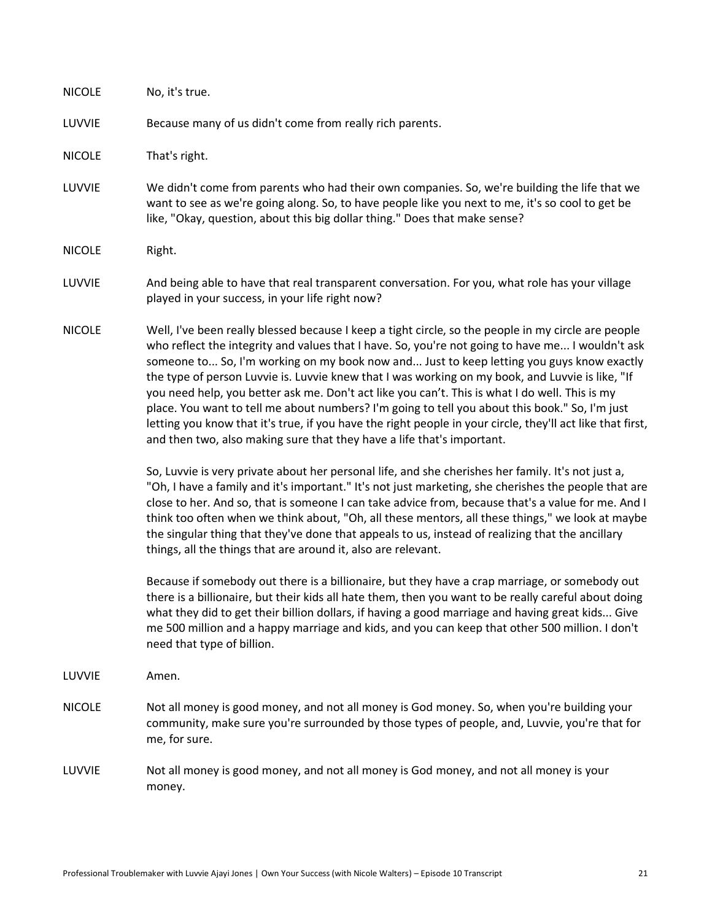NICOLE No, it's true.

LUVVIE Because many of us didn't come from really rich parents.

NICOLE That's right.

LUVVIE We didn't come from parents who had their own companies. So, we're building the life that we want to see as we're going along. So, to have people like you next to me, it's so cool to get be like, "Okay, question, about this big dollar thing." Does that make sense?

NICOLE Right.

LUVVIE And being able to have that real transparent conversation. For you, what role has your village played in your success, in your life right now?

NICOLE Well, I've been really blessed because I keep a tight circle, so the people in my circle are people who reflect the integrity and values that I have. So, you're not going to have me... I wouldn't ask someone to... So, I'm working on my book now and... Just to keep letting you guys know exactly the type of person Luvvie is. Luvvie knew that I was working on my book, and Luvvie is like, "If you need help, you better ask me. Don't act like you can't. This is what I do well. This is my place. You want to tell me about numbers? I'm going to tell you about this book." So, I'm just letting you know that it's true, if you have the right people in your circle, they'll act like that first, and then two, also making sure that they have a life that's important.

So, Luvvie is very private about her personal life, and she cherishes her family. It's not just a, "Oh, I have a family and it's important." It's not just marketing, she cherishes the people that are close to her. And so, that is someone I can take advice from, because that's a value for me. And I think too often when we think about, "Oh, all these mentors, all these things," we look at maybe the singular thing that they've done that appeals to us, instead of realizing that the ancillary things, all the things that are around it, also are relevant.

Because if somebody out there is a billionaire, but they have a crap marriage, or somebody out there is a billionaire, but their kids all hate them, then you want to be really careful about doing what they did to get their billion dollars, if having a good marriage and having great kids... Give me 500 million and a happy marriage and kids, and you can keep that other 500 million. I don't need that type of billion.

LUVVIE Amen.

NICOLE Not all money is good money, and not all money is God money. So, when you're building your community, make sure you're surrounded by those types of people, and, Luvvie, you're that for me, for sure.

LUVVIE Not all money is good money, and not all money is God money, and not all money is your money.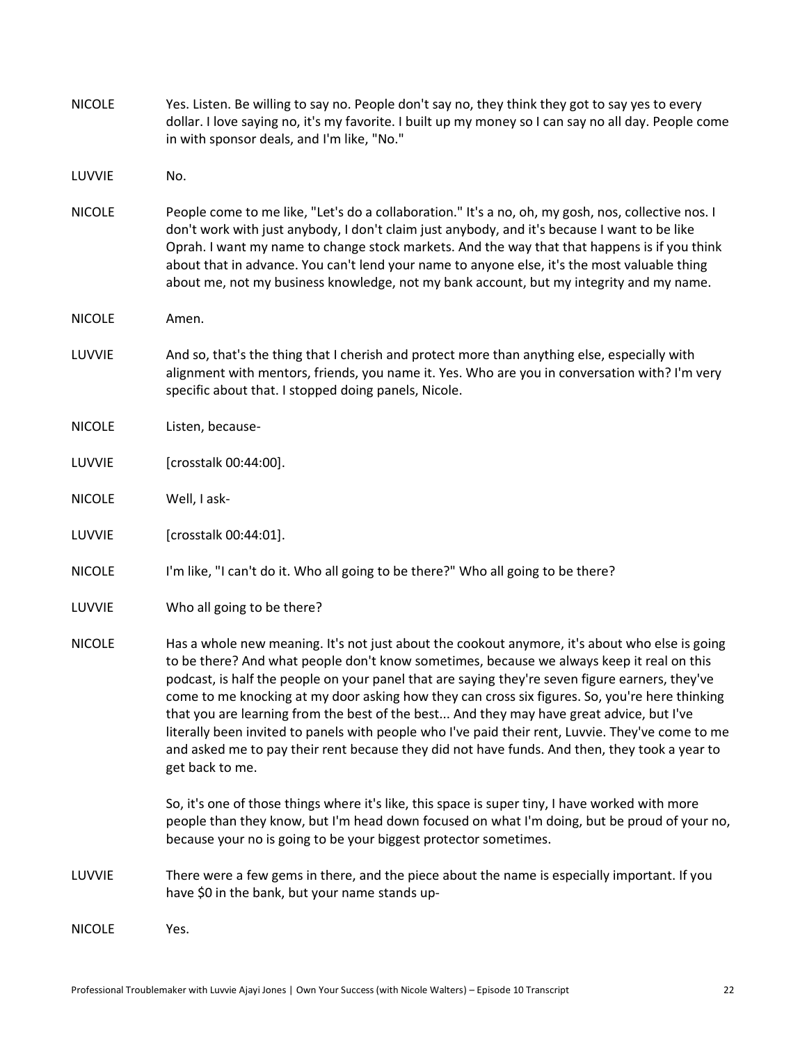NICOLE Yes. Listen. Be willing to say no. People don't say no, they think they got to say yes to every dollar. I love saying no, it's my favorite. I built up my money so I can say no all day. People come in with sponsor deals, and I'm like, "No."

LUVVIE No.

NICOLE People come to me like, "Let's do a collaboration." It's a no, oh, my gosh, nos, collective nos. I don't work with just anybody, I don't claim just anybody, and it's because I want to be like Oprah. I want my name to change stock markets. And the way that that happens is if you think about that in advance. You can't lend your name to anyone else, it's the most valuable thing about me, not my business knowledge, not my bank account, but my integrity and my name.

NICOLE Amen.

LUVVIE And so, that's the thing that I cherish and protect more than anything else, especially with alignment with mentors, friends, you name it. Yes. Who are you in conversation with? I'm very specific about that. I stopped doing panels, Nicole.

NICOLE Listen, because-

LUVVIE [crosstalk 00:44:00].

NICOLE Well, I ask-

LUVVIE [crosstalk 00:44:01].

NICOLE I'm like, "I can't do it. Who all going to be there?" Who all going to be there?

LUVVIE Who all going to be there?

NICOLE Has a whole new meaning. It's not just about the cookout anymore, it's about who else is going to be there? And what people don't know sometimes, because we always keep it real on this podcast, is half the people on your panel that are saying they're seven figure earners, they've come to me knocking at my door asking how they can cross six figures. So, you're here thinking that you are learning from the best of the best... And they may have great advice, but I've literally been invited to panels with people who I've paid their rent, Luvvie. They've come to me and asked me to pay their rent because they did not have funds. And then, they took a year to get back to me.

So, it's one of those things where it's like, this space is super tiny, I have worked with more people than they know, but I'm head down focused on what I'm doing, but be proud of your no, because your no is going to be your biggest protector sometimes.

LUVVIE There were a few gems in there, and the piece about the name is especially important. If you have $0 in the bank, but your name stands up-

NICOLE Yes.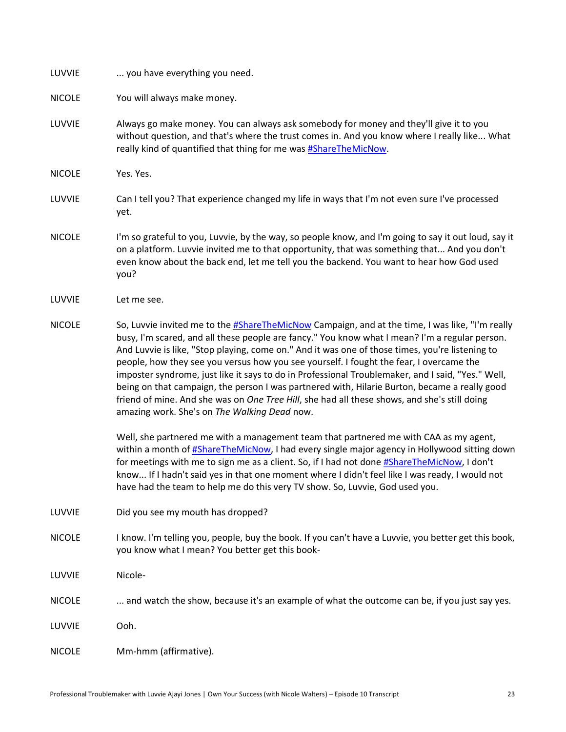LUVVIE ... you have everything you need.

NICOLE You will always make money.

LUVVIE Always go make money. You can always ask somebody for money and they'll give it to you without question, and that's where the trust comes in. And you know where I really like... What really kind of quantified that thing for me was #ShareTheMicNow.

NICOLE Yes. Yes.

LUVVIE Can I tell you? That experience changed my life in ways that I'm not even sure I've processed yet.

NICOLE I'm so grateful to you, Luvvie, by the way, so people know, and I'm going to say it out loud, say it on a platform. Luvvie invited me to that opportunity, that was something that... And you don't even know about the back end, let me tell you the backend. You want to hear how God used you?

LUVVIE Let me see.

NICOLE So, Luvvie invited me to the #ShareTheMicNow Campaign, and at the time, I was like, "I'm really busy, I'm scared, and all these people are fancy." You know what I mean? I'm a regular person. And Luvvie is like, "Stop playing, come on." And it was one of those times, you're listening to people, how they see you versus how you see yourself. I fought the fear, I overcame the imposter syndrome, just like it says to do in Professional Troublemaker, and I said, "Yes." Well, being on that campaign, the person I was partnered with, Hilarie Burton, became a really good friend of mine. And she was on *One Tree Hill*, she had all these shows, and she's still doing amazing work. She's on *The Walking Dead* now.

Well, she partnered me with a management team that partnered me with CAA as my agent, within a month of #ShareTheMicNow, I had every single major agency in Hollywood sitting down for meetings with me to sign me as a client. So, if I had not done #ShareTheMicNow, I don't know... If I hadn't said yes in that one moment where I didn't feel like I was ready, I would not have had the team to help me do this very TV show. So, Luvvie, God used you.

LUVVIE Did you see my mouth has dropped?

NICOLE I know. I'm telling you, people, buy the book. If you can't have a Luvvie, you better get this book, you know what I mean? You better get this book-

LUVVIE Nicole-

NICOLE ... and watch the show, because it's an example of what the outcome can be, if you just say yes.

LUVVIE Ooh.

NICOLE Mm-hmm (affirmative).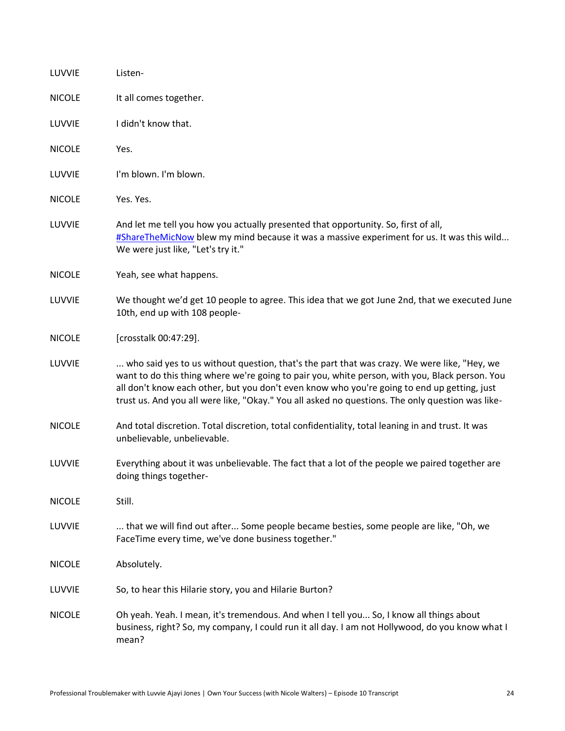LUVVIE Listen-

NICOLE It all comes together.

LUVVIE I didn't know that.

NICOLE Yes.

LUVVIE I'm blown. I'm blown.

NICOLE Yes. Yes.

LUVVIE And let me tell you how you actually presented that opportunity. So, first of all, #ShareTheMicNow blew my mind because it was a massive experiment for us. It was this wild... We were just like, "Let's try it."

NICOLE Yeah, see what happens.

LUVVIE We thought we'd get 10 people to agree. This idea that we got June 2nd, that we executed June 10th, end up with 108 people-

NICOLE [crosstalk 00:47:29].

LUVVIE ... who said yes to us without question, that's the part that was crazy. We were like, "Hey, we want to do this thing where we're going to pair you, white person, with you, Black person. You all don't know each other, but you don't even know who you're going to end up getting, just trust us. And you all were like, "Okay." You all asked no questions. The only question was like-

NICOLE And total discretion. Total discretion, total confidentiality, total leaning in and trust. It was unbelievable, unbelievable.

LUVVIE Everything about it was unbelievable. The fact that a lot of the people we paired together are doing things together-

NICOLE Still.

LUVVIE ... that we will find out after... Some people became besties, some people are like, "Oh, we FaceTime every time, we've done business together."

NICOLE Absolutely.

LUVVIE So, to hear this Hilarie story, you and Hilarie Burton?

NICOLE Oh yeah. Yeah. I mean, it's tremendous. And when I tell you... So, I know all things about business, right? So, my company, I could run it all day. I am not Hollywood, do you know what I mean?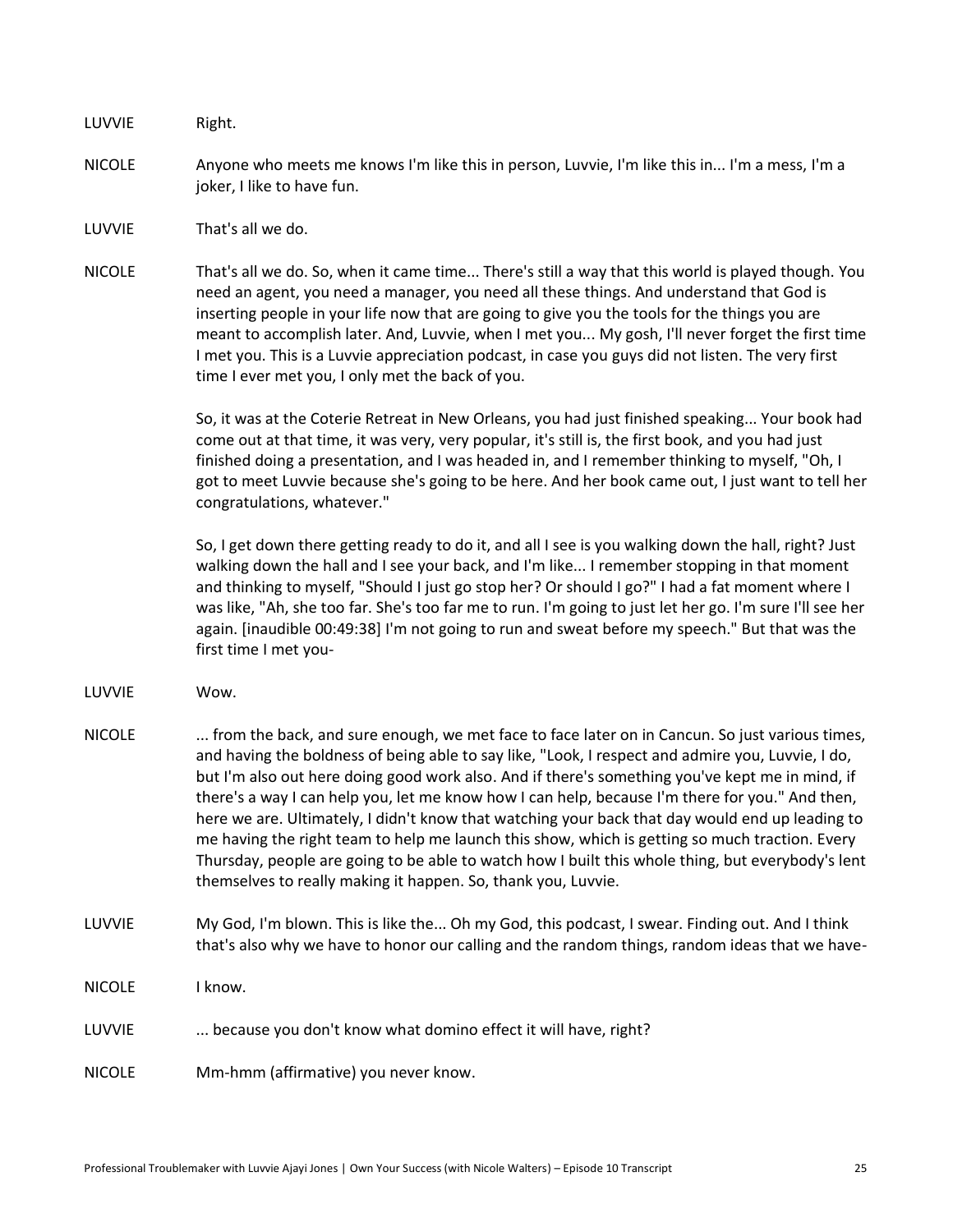LUVVIE Right.

NICOLE Anyone who meets me knows I'm like this in person, Luvvie, I'm like this in... I'm a mess, I'm a joker, I like to have fun.

LUVVIE That's all we do.

NICOLE That's all we do. So, when it came time... There's still a way that this world is played though. You need an agent, you need a manager, you need all these things. And understand that God is inserting people in your life now that are going to give you the tools for the things you are meant to accomplish later. And, Luvvie, when I met you... My gosh, I'll never forget the first time I met you. This is a Luvvie appreciation podcast, in case you guys did not listen. The very first time I ever met you, I only met the back of you.

So, it was at the Coterie Retreat in New Orleans, you had just finished speaking... Your book had come out at that time, it was very, very popular, it's still is, the first book, and you had just finished doing a presentation, and I was headed in, and I remember thinking to myself, "Oh, I got to meet Luvvie because she's going to be here. And her book came out, I just want to tell her congratulations, whatever."

So, I get down there getting ready to do it, and all I see is you walking down the hall, right? Just walking down the hall and I see your back, and I'm like... I remember stopping in that moment and thinking to myself, "Should I just go stop her? Or should I go?" I had a fat moment where I was like, "Ah, she too far. She's too far me to run. I'm going to just let her go. I'm sure I'll see her again. [inaudible 00:49:38] I'm not going to run and sweat before my speech." But that was the first time I met you-

LUVVIE Wow.

NICOLE ... from the back, and sure enough, we met face to face later on in Cancun. So just various times, and having the boldness of being able to say like, "Look, I respect and admire you, Luvvie, I do, but I'm also out here doing good work also. And if there's something you've kept me in mind, if there's a way I can help you, let me know how I can help, because I'm there for you." And then, here we are. Ultimately, I didn't know that watching your back that day would end up leading to me having the right team to help me launch this show, which is getting so much traction. Every Thursday, people are going to be able to watch how I built this whole thing, but everybody's lent themselves to really making it happen. So, thank you, Luvvie.

LUVVIE My God, I'm blown. This is like the... Oh my God, this podcast, I swear. Finding out. And I think that's also why we have to honor our calling and the random things, random ideas that we have-

NICOLE I know.

LUVVIE ... because you don't know what domino effect it will have, right?

NICOLE Mm-hmm (affirmative) you never know.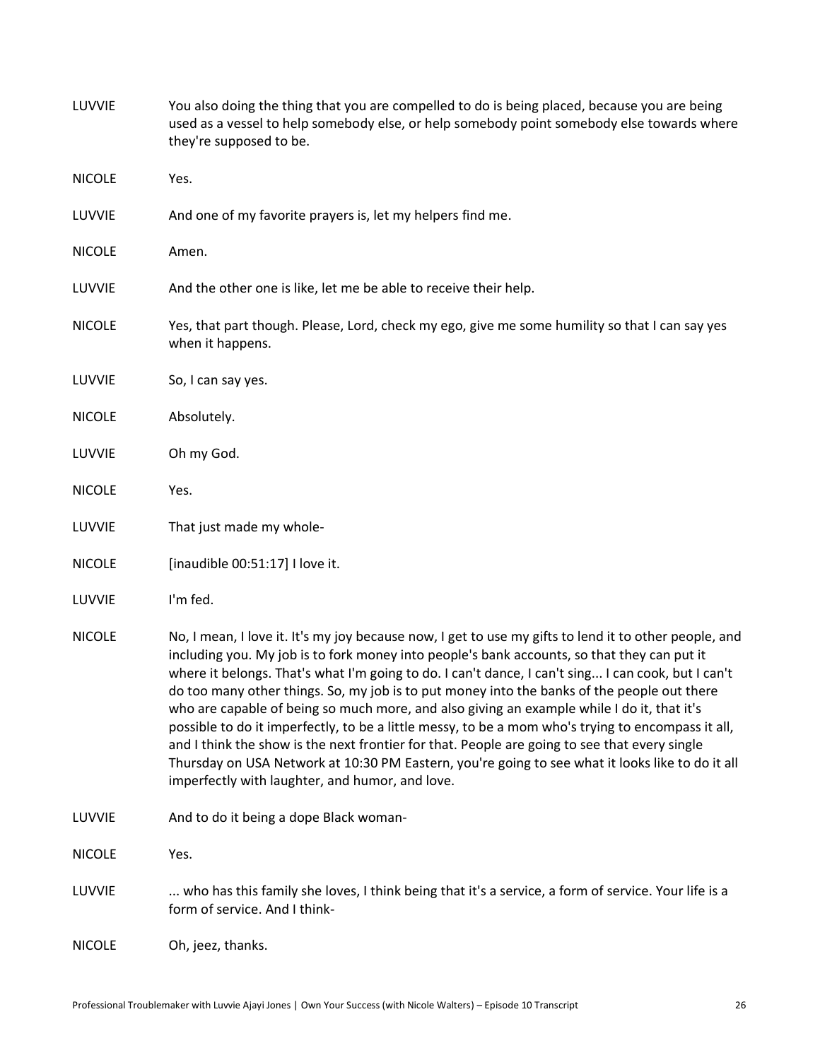LUVVIE You also doing the thing that you are compelled to do is being placed, because you are being used as a vessel to help somebody else, or help somebody point somebody else towards where they're supposed to be.

NICOLE Yes.

LUVVIE And one of my favorite prayers is, let my helpers find me.

NICOLE Amen.

LUVVIE And the other one is like, let me be able to receive their help.

NICOLE Yes, that part though. Please, Lord, check my ego, give me some humility so that I can say yes when it happens.

LUVVIE So, I can say yes.

NICOLE Absolutely.

LUVVIE Oh my God.

NICOLE Yes.

LUVVIE That just made my whole-

NICOLE [inaudible 00:51:17] I love it.

LUVVIE I'm fed.

NICOLE No, I mean, I love it. It's my joy because now, I get to use my gifts to lend it to other people, and including you. My job is to fork money into people's bank accounts, so that they can put it where it belongs. That's what I'm going to do. I can't dance, I can't sing... I can cook, but I can't do too many other things. So, my job is to put money into the banks of the people out there who are capable of being so much more, and also giving an example while I do it, that it's possible to do it imperfectly, to be a little messy, to be a mom who's trying to encompass it all, and I think the show is the next frontier for that. People are going to see that every single Thursday on USA Network at 10:30 PM Eastern, you're going to see what it looks like to do it all imperfectly with laughter, and humor, and love.

LUVVIE And to do it being a dope Black woman-

NICOLE Yes.

LUVVIE ... who has this family she loves, I think being that it's a service, a form of service. Your life is a form of service. And I think-

NICOLE Oh, jeez, thanks.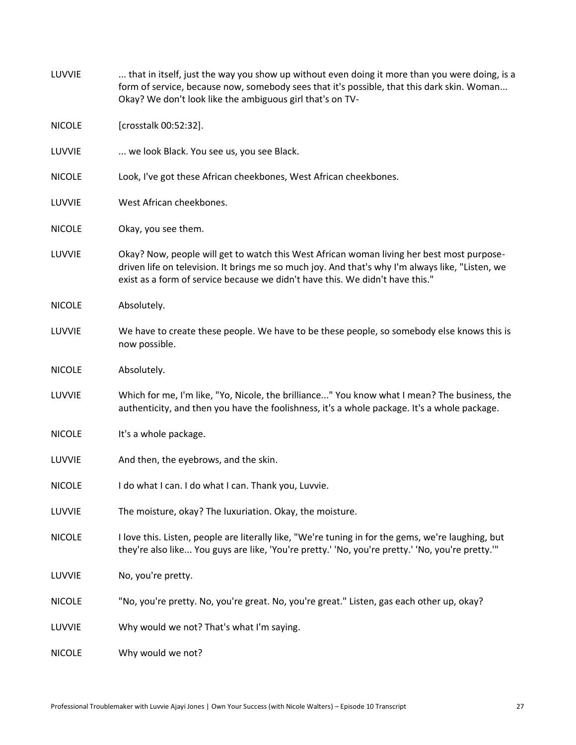LUVVIE ... that in itself, just the way you show up without even doing it more than you were doing, is a form of service, because now, somebody sees that it's possible, that this dark skin. Woman... Okay? We don't look like the ambiguous girl that's on TV-

NICOLE [crosstalk 00:52:32].

LUVVIE ... we look Black. You see us, you see Black.

NICOLE Look, I've got these African cheekbones, West African cheekbones.

LUVVIE West African cheekbones.

NICOLE Okay, you see them.

LUVVIE Okay? Now, people will get to watch this West African woman living her best most purpose-driven life on television. It brings me so much joy. And that's why I'm always like, "Listen, we exist as a form of service because we didn't have this. We didn't have this."

NICOLE Absolutely.

LUVVIE We have to create these people. We have to be these people, so somebody else knows this is now possible.

NICOLE Absolutely.

LUVVIE Which for me, I'm like, "Yo, Nicole, the brilliance..." You know what I mean? The business, the authenticity, and then you have the foolishness, it's a whole package. It's a whole package.

NICOLE It's a whole package.

LUVVIE And then, the eyebrows, and the skin.

NICOLE I do what I can. I do what I can. Thank you, Luvvie.

LUVVIE The moisture, okay? The luxuriation. Okay, the moisture.

NICOLE I love this. Listen, people are literally like, "We're tuning in for the gems, we're laughing, but they're also like... You guys are like, 'You're pretty.' 'No, you're pretty.' 'No, you're pretty.'"

LUVVIE No, you're pretty.

NICOLE "No, you're pretty. No, you're great. No, you're great." Listen, gas each other up, okay?

LUVVIE Why would we not? That's what I'm saying.

NICOLE Why would we not?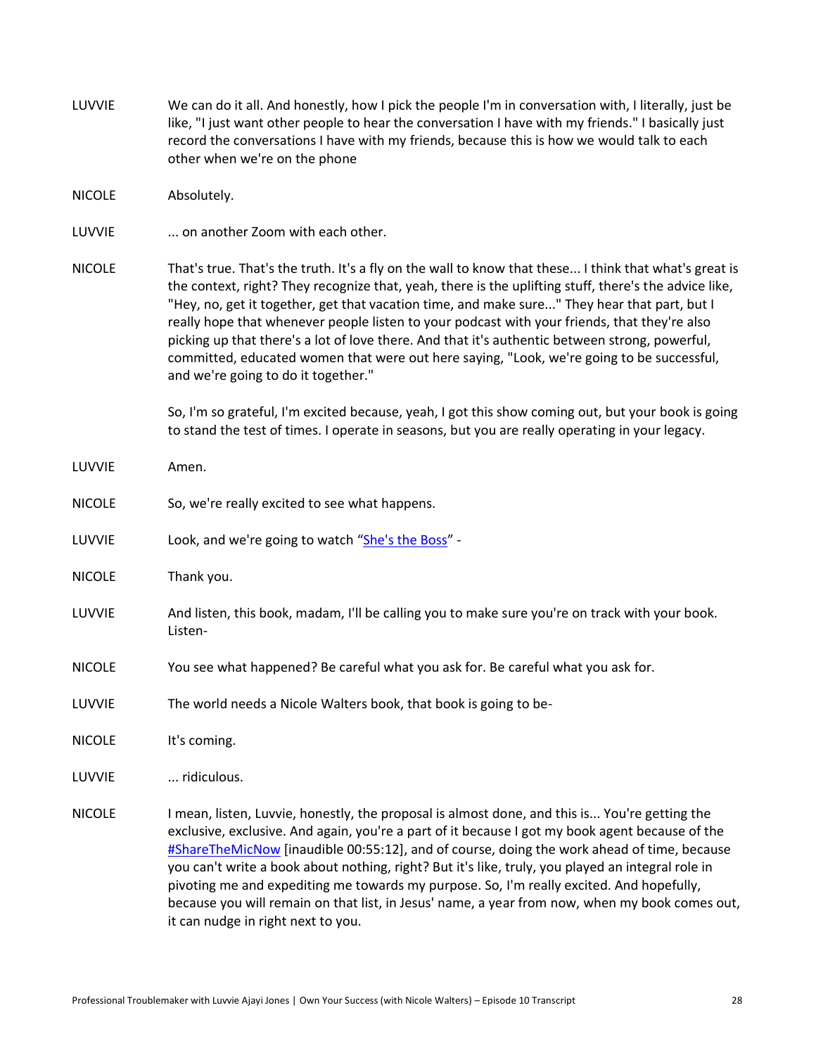LUVVIE We can do it all. And honestly, how I pick the people I'm in conversation with, I literally, just be like, "I just want other people to hear the conversation I have with my friends." I basically just record the conversations I have with my friends, because this is how we would talk to each other when we're on the phone

NICOLE Absolutely.

LUVVIE ... on another Zoom with each other.

NICOLE That's true. That's the truth. It's a fly on the wall to know that these... I think that what's great is the context, right? They recognize that, yeah, there is the uplifting stuff, there's the advice like, "Hey, no, get it together, get that vacation time, and make sure..." They hear that part, but I really hope that whenever people listen to your podcast with your friends, that they're also picking up that there's a lot of love there. And that it's authentic between strong, powerful, committed, educated women that were out here saying, "Look, we're going to be successful, and we're going to do it together."

So, I'm so grateful, I'm excited because, yeah, I got this show coming out, but your book is going to stand the test of times. I operate in seasons, but you are really operating in your legacy.

LUVVIE Amen.

NICOLE So, we're really excited to see what happens.

LUVVIE Look, and we're going to watch "She's the Boss" -

NICOLE Thank you.

LUVVIE And listen, this book, madam, I'll be calling you to make sure you're on track with your book. Listen-

NICOLE You see what happened? Be careful what you ask for. Be careful what you ask for.

LUVVIE The world needs a Nicole Walters book, that book is going to be-

NICOLE It's coming.

LUVVIE ... ridiculous.

NICOLE I mean, listen, Luvvie, honestly, the proposal is almost done, and this is... You're getting the exclusive, exclusive. And again, you're a part of it because I got my book agent because of the #ShareTheMicNow [inaudible 00:55:12], and of course, doing the work ahead of time, because you can't write a book about nothing, right? But it's like, truly, you played an integral role in pivoting me and expediting me towards my purpose. So, I'm really excited. And hopefully, because you will remain on that list, in Jesus' name, a year from now, when my book comes out, it can nudge in right next to you.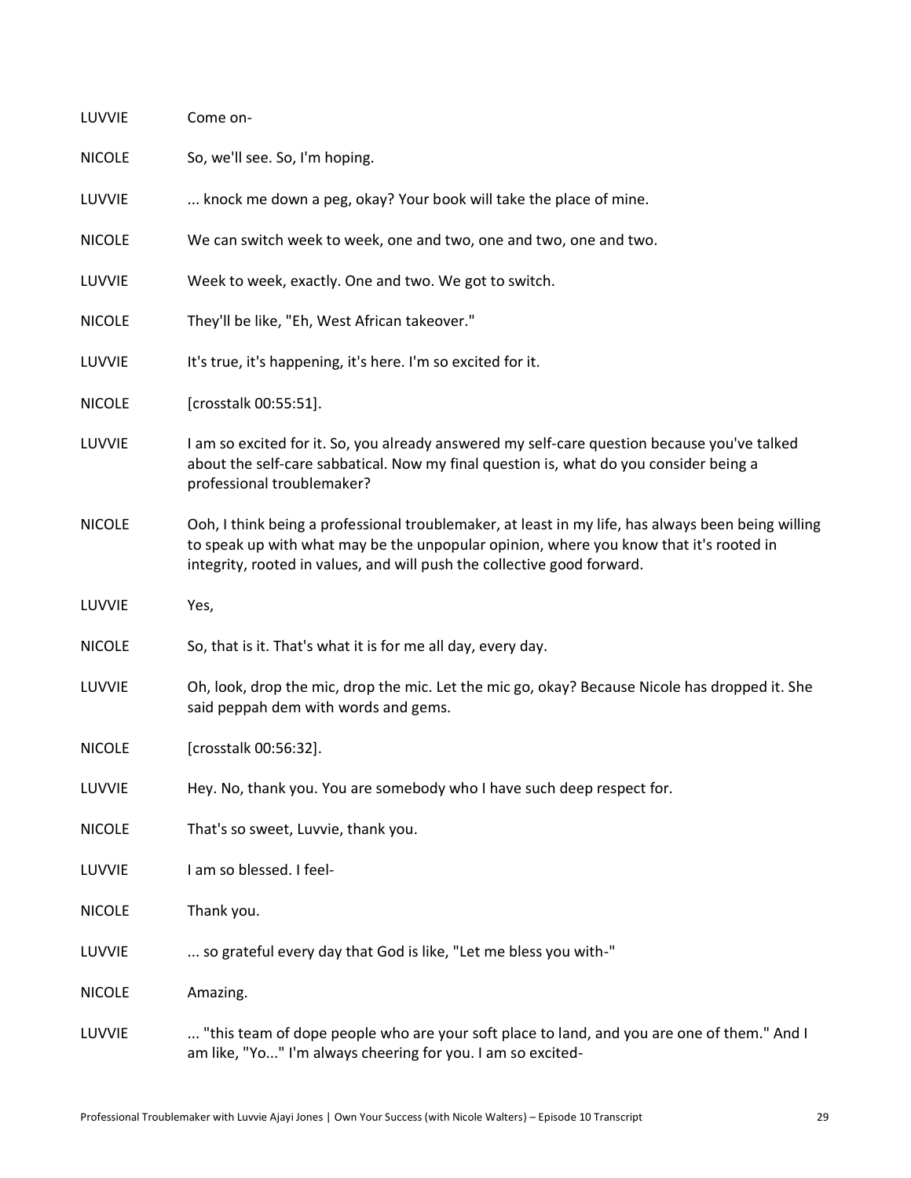LUVVIE Come on-

NICOLE So, we'll see. So, I'm hoping.

LUVVIE ... knock me down a peg, okay? Your book will take the place of mine.

NICOLE We can switch week to week, one and two, one and two, one and two.

LUVVIE Week to week, exactly. One and two. We got to switch.

NICOLE They'll be like, "Eh, West African takeover."

LUVVIE It's true, it's happening, it's here. I'm so excited for it.

NICOLE [crosstalk 00:55:51].

LUVVIE I am so excited for it. So, you already answered my self-care question because you've talked about the self-care sabbatical. Now my final question is, what do you consider being a professional troublemaker?

NICOLE Ooh, I think being a professional troublemaker, at least in my life, has always been being willing to speak up with what may be the unpopular opinion, where you know that it's rooted in integrity, rooted in values, and will push the collective good forward.

LUVVIE Yes,

NICOLE So, that is it. That's what it is for me all day, every day.

LUVVIE Oh, look, drop the mic, drop the mic. Let the mic go, okay? Because Nicole has dropped it. She said peppah dem with words and gems.

NICOLE [crosstalk 00:56:32].

LUVVIE Hey. No, thank you. You are somebody who I have such deep respect for.

NICOLE That's so sweet, Luvvie, thank you.

LUVVIE I am so blessed. I feel-

NICOLE Thank you.

LUVVIE ... so grateful every day that God is like, "Let me bless you with-"

NICOLE Amazing.

LUVVIE ... "this team of dope people who are your soft place to land, and you are one of them." And I am like, "Yo..." I'm always cheering for you. I am so excited-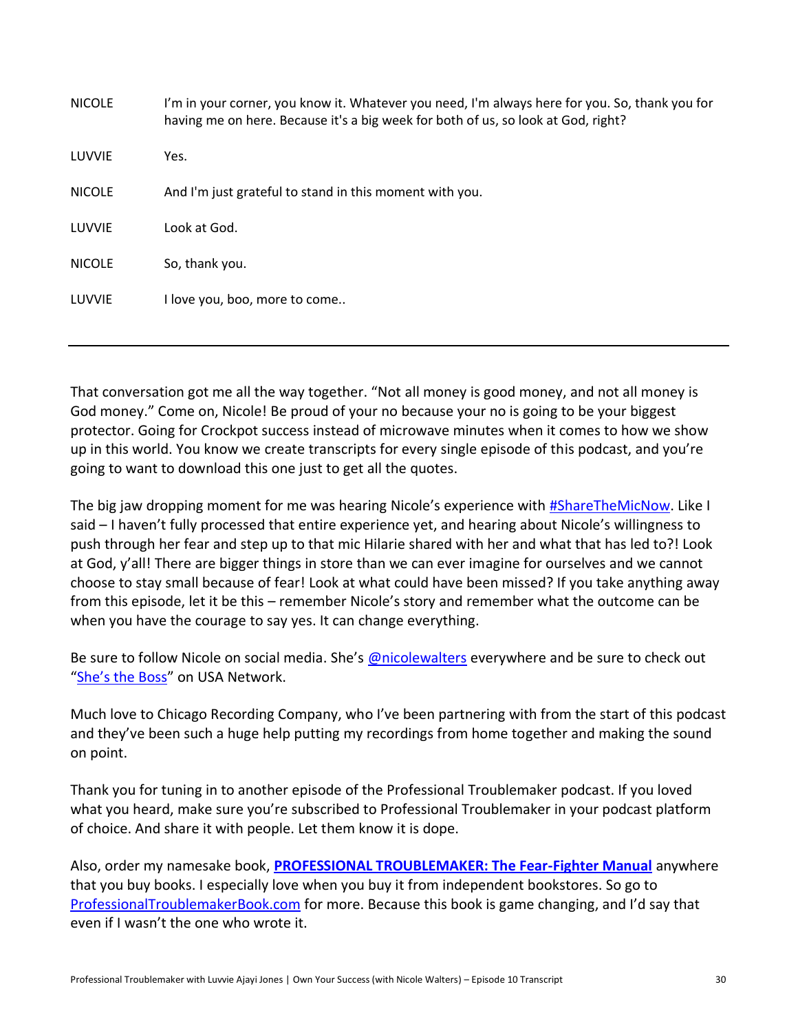| | |
|---|---|
| NICOLE | I'm in your corner, you know it. Whatever you need, I'm always here for you. So, thank you for having me on here. Because it's a big week for both of us, so look at God, right? |
| LUVVIE | Yes. |
| NICOLE | And I'm just grateful to stand in this moment with you. |
| LUVVIE | Look at God. |
| NICOLE | So, thank you. |
| LUVVIE | I love you, boo, more to come.. |

---

That conversation got me all the way together. "Not all money is good money, and not all money is God money." Come on, Nicole! Be proud of your no because your no is going to be your biggest protector. Going for Crockpot success instead of microwave minutes when it comes to how we show up in this world. You know we create transcripts for every single episode of this podcast, and you're going to want to download this one just to get all the quotes.

The big jaw dropping moment for me was hearing Nicole's experience with [#ShareTheMicNow](). Like I said – I haven't fully processed that entire experience yet, and hearing about Nicole's willingness to push through her fear and step up to that mic Hilarie shared with her and what that has led to?! Look at God, y'all! There are bigger things in store than we can ever imagine for ourselves and we cannot choose to stay small because of fear! Look at what could have been missed? If you take anything away from this episode, let it be this – remember Nicole's story and remember what the outcome can be when you have the courage to say yes. It can change everything.

Be sure to follow Nicole on social media. She's [@nicolewalters]() everywhere and be sure to check out "[She's the Boss]()" on USA Network.

Much love to Chicago Recording Company, who I've been partnering with from the start of this podcast and they've been such a huge help putting my recordings from home together and making the sound on point.

Thank you for tuning in to another episode of the Professional Troublemaker podcast. If you loved what you heard, make sure you're subscribed to Professional Troublemaker in your podcast platform of choice. And share it with people. Let them know it is dope.

Also, order my namesake book, **[PROFESSIONAL TROUBLEMAKER: The Fear-Fighter Manual]()** anywhere that you buy books. I especially love when you buy it from independent bookstores. So go to [ProfessionalTroublemakerBook.com]() for more. Because this book is game changing, and I'd say that even if I wasn't the one who wrote it.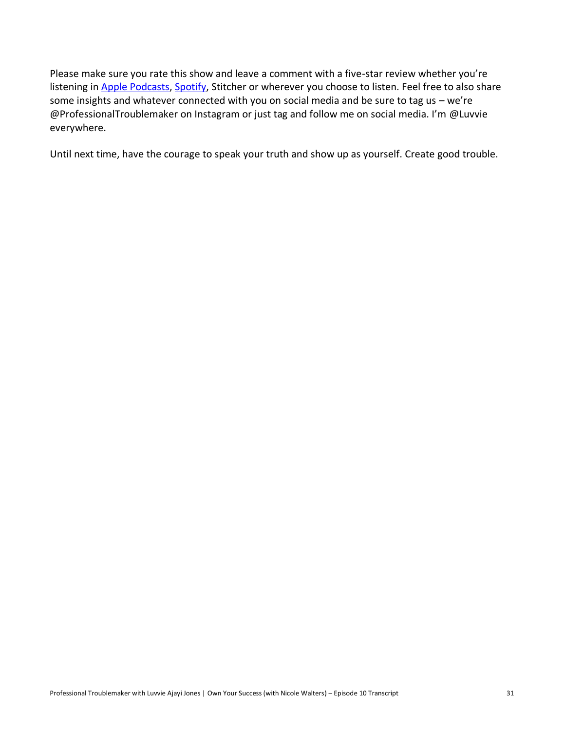Please make sure you rate this show and leave a comment with a five-star review whether you're listening in [Apple Podcasts](), [Spotify](), Stitcher or wherever you choose to listen. Feel free to also share some insights and whatever connected with you on social media and be sure to tag us – we're @ProfessionalTroublemaker on Instagram or just tag and follow me on social media. I'm @Luvvie everywhere.

Until next time, have the courage to speak your truth and show up as yourself. Create good trouble.